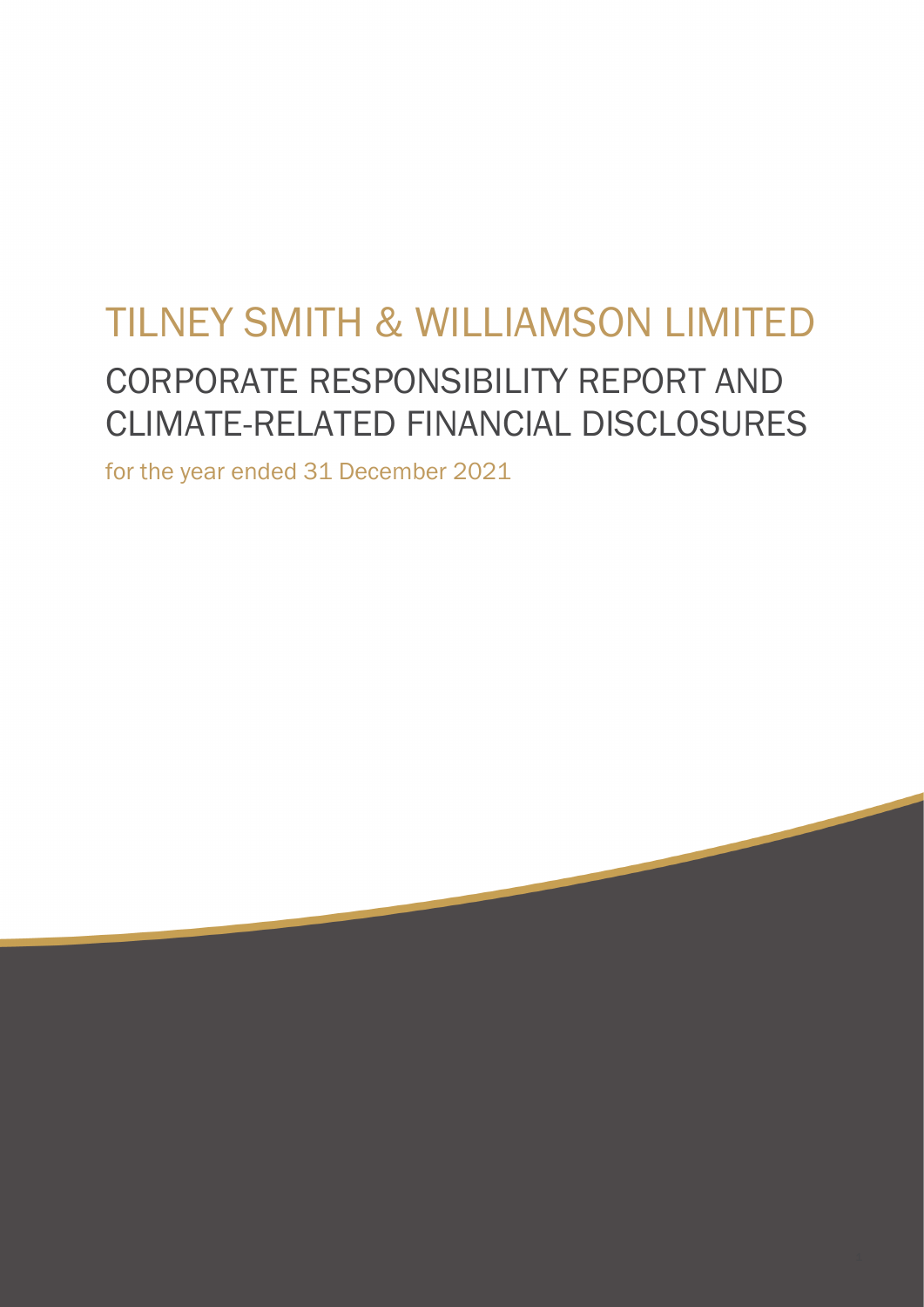# TILNEY SMITH & WILLIAMSON LIMITED

## CORPORATE RESPONSIBILITY REPORT AND CLIMATE-RELATED FINANCIAL DISCLOSURES

for the year ended 31 December 2021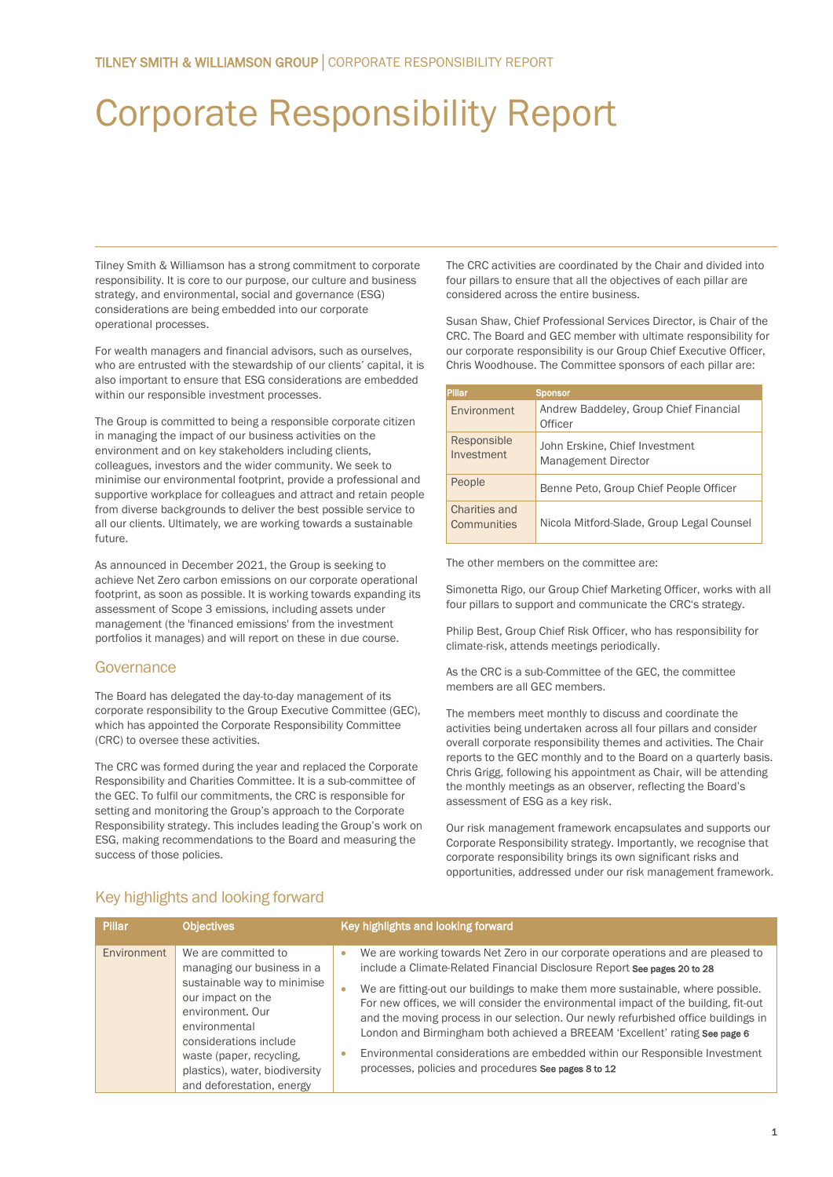# Corporate Responsibility Report

Tilney Smith & Williamson has a strong commitment to corporate responsibility. It is core to our purpose, our culture and business strategy, and environmental, social and governance (ESG) considerations are being embedded into our corporate operational processes.

For wealth managers and financial advisors, such as ourselves, who are entrusted with the stewardship of our clients' capital, it is also important to ensure that ESG considerations are embedded within our responsible investment processes.

The Group is committed to being a responsible corporate citizen in managing the impact of our business activities on the environment and on key stakeholders including clients, colleagues, investors and the wider community. We seek to minimise our environmental footprint, provide a professional and supportive workplace for colleagues and attract and retain people from diverse backgrounds to deliver the best possible service to all our clients. Ultimately, we are working towards a sustainable future.

As announced in December 2021, the Group is seeking to achieve Net Zero carbon emissions on our corporate operational footprint, as soon as possible. It is working towards expanding its assessment of Scope 3 emissions, including assets under management (the 'financed emissions' from the investment portfolios it manages) and will report on these in due course.

## Governance

The Board has delegated the day-to-day management of its corporate responsibility to the Group Executive Committee (GEC), which has appointed the Corporate Responsibility Committee (CRC) to oversee these activities.

The CRC was formed during the year and replaced the Corporate Responsibility and Charities Committee. It is a sub-committee of the GEC. To fulfil our commitments, the CRC is responsible for setting and monitoring the Group's approach to the Corporate Responsibility strategy. This includes leading the Group's work on ESG, making recommendations to the Board and measuring the success of those policies.

The CRC activities are coordinated by the Chair and divided into four pillars to ensure that all the objectives of each pillar are considered across the entire business.

Susan Shaw, Chief Professional Services Director, is Chair of the CRC. The Board and GEC member with ultimate responsibility for our corporate responsibility is our Group Chief Executive Officer, Chris Woodhouse. The Committee sponsors of each pillar are:

| Pillar | Sponsor |
|---|---|
| Environment | Andrew Baddeley, Group Chief Financial Officer |
| Responsible Investment | John Erskine, Chief Investment Management Director |
| People | Benne Peto, Group Chief People Officer |
| Charities and Communities | Nicola Mitford-Slade, Group Legal Counsel |

The other members on the committee are:

Simonetta Rigo, our Group Chief Marketing Officer, works with all four pillars to support and communicate the CRC's strategy.

Philip Best, Group Chief Risk Officer, who has responsibility for climate-risk, attends meetings periodically.

As the CRC is a sub-Committee of the GEC, the committee members are all GEC members.

The members meet monthly to discuss and coordinate the activities being undertaken across all four pillars and consider overall corporate responsibility themes and activities. The Chair reports to the GEC monthly and to the Board on a quarterly basis. Chris Grigg, following his appointment as Chair, will be attending the monthly meetings as an observer, reflecting the Board's assessment of ESG as a key risk.

Our risk management framework encapsulates and supports our Corporate Responsibility strategy. Importantly, we recognise that corporate responsibility brings its own significant risks and opportunities, addressed under our risk management framework.

## Key highlights and looking forward

| Pillar | Objectives | Key highlights and looking forward |
|---|---|---|
| Environment | We are committed to managing our business in a sustainable way to minimise our impact on the environment. Our environmental considerations include waste (paper, recycling, plastics), water, biodiversity and deforestation, energy | • We are working towards Net Zero in our corporate operations and are pleased to include a Climate-Related Financial Disclosure Report **See pages 20 to 28**<br>• We are fitting-out our buildings to make them more sustainable, where possible. For new offices, we will consider the environmental impact of the building, fit-out and the moving process in our selection. Our newly refurbished office buildings in London and Birmingham both achieved a BREEAM 'Excellent' rating **See page 6**<br>• Environmental considerations are embedded within our Responsible Investment processes, policies and procedures **See pages 8 to 12** |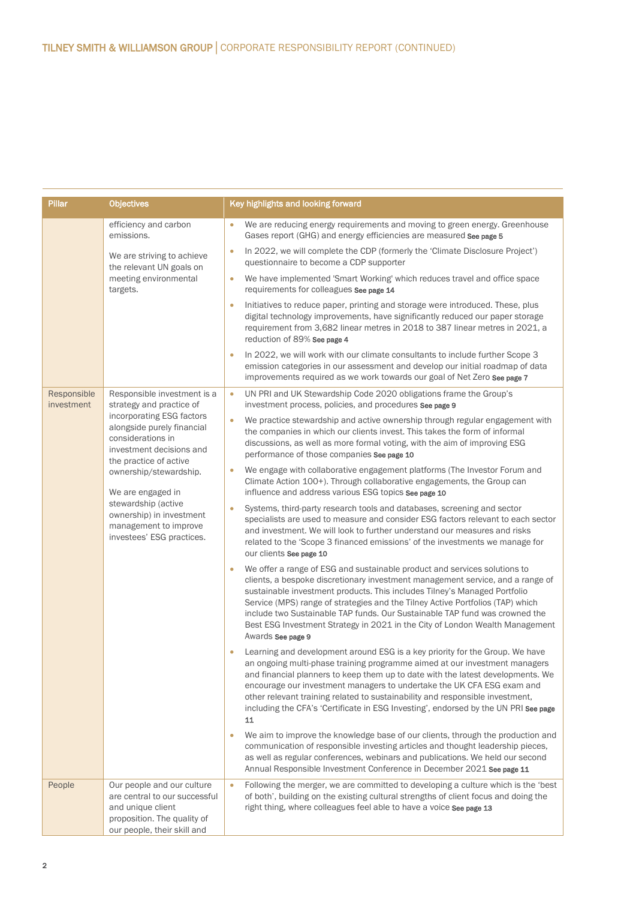| Pillar | Objectives | Key highlights and looking forward |
|---|---|---|
| | efficiency and carbon emissions.<br><br>We are striving to achieve the relevant UN goals on meeting environmental targets. | • We are reducing energy requirements and moving to green energy. Greenhouse Gases report (GHG) and energy efficiencies are measured **See page 5**<br>• In 2022, we will complete the CDP (formerly the 'Climate Disclosure Project') questionnaire to become a CDP supporter<br>• We have implemented 'Smart Working' which reduces travel and office space requirements for colleagues **See page 14**<br>• Initiatives to reduce paper, printing and storage were introduced. These, plus digital technology improvements, have significantly reduced our paper storage requirement from 3,682 linear metres in 2018 to 387 linear metres in 2021, a reduction of 89% **See page 4**<br>• In 2022, we will work with our climate consultants to include further Scope 3 emission categories in our assessment and develop our initial roadmap of data improvements required as we work towards our goal of Net Zero **See page 7** |
| Responsible investment | Responsible investment is a strategy and practice of incorporating ESG factors alongside purely financial considerations in investment decisions and the practice of active ownership/stewardship.<br><br>We are engaged in stewardship (active ownership) in investment management to improve investees' ESG practices. | • UN PRI and UK Stewardship Code 2020 obligations frame the Group's investment process, policies, and procedures **See page 9**<br>• We practice stewardship and active ownership through regular engagement with the companies in which our clients invest. This takes the form of informal discussions, as well as more formal voting, with the aim of improving ESG performance of those companies **See page 10**<br>• We engage with collaborative engagement platforms (The Investor Forum and Climate Action 100+). Through collaborative engagements, the Group can influence and address various ESG topics **See page 10**<br>• Systems, third-party research tools and databases, screening and sector specialists are used to measure and consider ESG factors relevant to each sector and investment. We will look to further understand our measures and risks related to the 'Scope 3 financed emissions' of the investments we manage for our clients **See page 10**<br>• We offer a range of ESG and sustainable product and services solutions to clients, a bespoke discretionary investment management service, and a range of sustainable investment products. This includes Tilney's Managed Portfolio Service (MPS) range of strategies and the Tilney Active Portfolios (TAP) which include two Sustainable TAP funds. Our Sustainable TAP fund was crowned the Best ESG Investment Strategy in 2021 in the City of London Wealth Management Awards **See page 9**<br>• Learning and development around ESG is a key priority for the Group. We have an ongoing multi-phase training programme aimed at our investment managers and financial planners to keep them up to date with the latest developments. We encourage our investment managers to undertake the UK CFA ESG exam and other relevant training related to sustainability and responsible investment, including the CFA's 'Certificate in ESG Investing', endorsed by the UN PRI **See page 11**<br>• We aim to improve the knowledge base of our clients, through the production and communication of responsible investing articles and thought leadership pieces, as well as regular conferences, webinars and publications. We held our second Annual Responsible Investment Conference in December 2021 **See page 11** |
| People | Our people and our culture are central to our successful and unique client proposition. The quality of our people, their skill and | • Following the merger, we are committed to developing a culture which is the 'best of both', building on the existing cultural strengths of client focus and doing the right thing, where colleagues feel able to have a voice **See page 13** |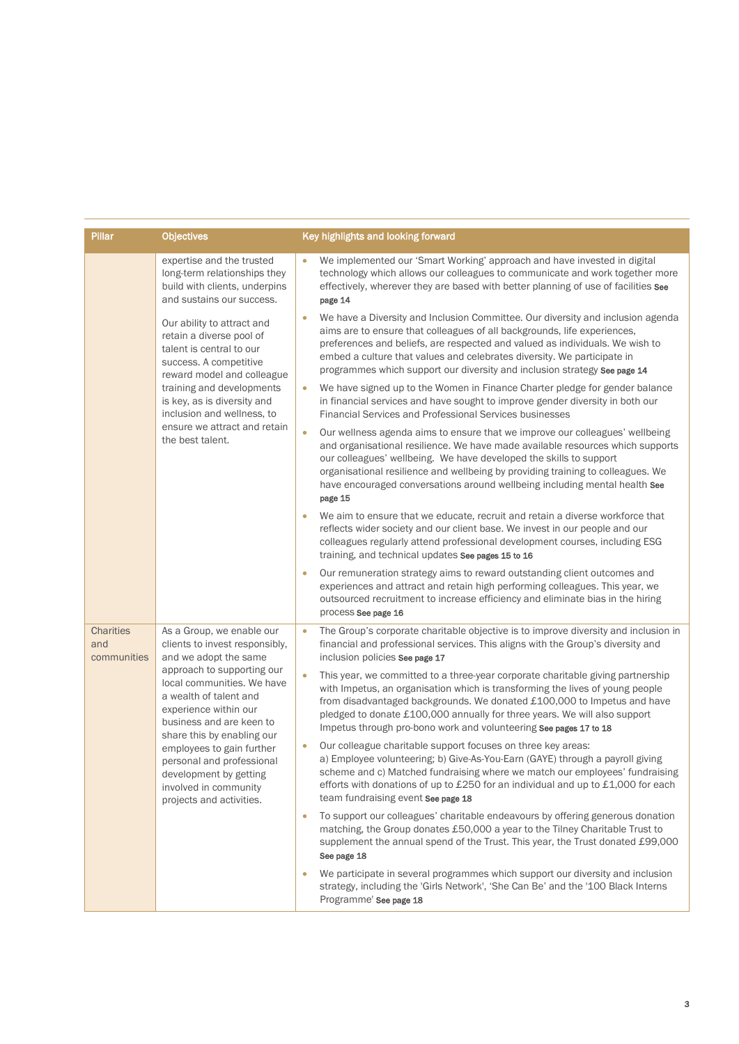| Pillar | Objectives | Key highlights and looking forward |
|---|---|---|
| | expertise and the trusted long-term relationships they build with clients, underpins and sustains our success.<br><br>Our ability to attract and retain a diverse pool of talent is central to our success. A competitive reward model and colleague training and developments is key, as is diversity and inclusion and wellness, to ensure we attract and retain the best talent. | • We implemented our 'Smart Working' approach and have invested in digital technology which allows our colleagues to communicate and work together more effectively, wherever they are based with better planning of use of facilities **See page 14**<br>• We have a Diversity and Inclusion Committee. Our diversity and inclusion agenda aims are to ensure that colleagues of all backgrounds, life experiences, preferences and beliefs, are respected and valued as individuals. We wish to embed a culture that values and celebrates diversity. We participate in programmes which support our diversity and inclusion strategy **See page 14**<br>• We have signed up to the Women in Finance Charter pledge for gender balance in financial services and have sought to improve gender diversity in both our Financial Services and Professional Services businesses<br>• Our wellness agenda aims to ensure that we improve our colleagues' wellbeing and organisational resilience. We have made available resources which supports our colleagues' wellbeing. We have developed the skills to support organisational resilience and wellbeing by providing training to colleagues. We have encouraged conversations around wellbeing including mental health **See page 15**<br>• We aim to ensure that we educate, recruit and retain a diverse workforce that reflects wider society and our client base. We invest in our people and our colleagues regularly attend professional development courses, including ESG training, and technical updates **See pages 15 to 16**<br>• Our remuneration strategy aims to reward outstanding client outcomes and experiences and attract and retain high performing colleagues. This year, we outsourced recruitment to increase efficiency and eliminate bias in the hiring process **See page 16** |
| Charities and communities | As a Group, we enable our clients to invest responsibly, and we adopt the same approach to supporting our local communities. We have a wealth of talent and experience within our business and are keen to share this by enabling our employees to gain further personal and professional development by getting involved in community projects and activities. | • The Group's corporate charitable objective is to improve diversity and inclusion in financial and professional services. This aligns with the Group's diversity and inclusion policies **See page 17**<br>• This year, we committed to a three-year corporate charitable giving partnership with Impetus, an organisation which is transforming the lives of young people from disadvantaged backgrounds. We donated £100,000 to Impetus and have pledged to donate £100,000 annually for three years. We will also support Impetus through pro-bono work and volunteering **See pages 17 to 18**<br>• Our colleague charitable support focuses on three key areas:<br>a) Employee volunteering; b) Give-As-You-Earn (GAYE) through a payroll giving scheme and c) Matched fundraising where we match our employees' fundraising efforts with donations of up to £250 for an individual and up to £1,000 for each team fundraising event **See page 18**<br>• To support our colleagues' charitable endeavours by offering generous donation matching, the Group donates £50,000 a year to the Tilney Charitable Trust to supplement the annual spend of the Trust. This year, the Trust donated £99,000 **See page 18**<br>• We participate in several programmes which support our diversity and inclusion strategy, including the 'Girls Network', 'She Can Be' and the '100 Black Interns Programme' **See page 18** |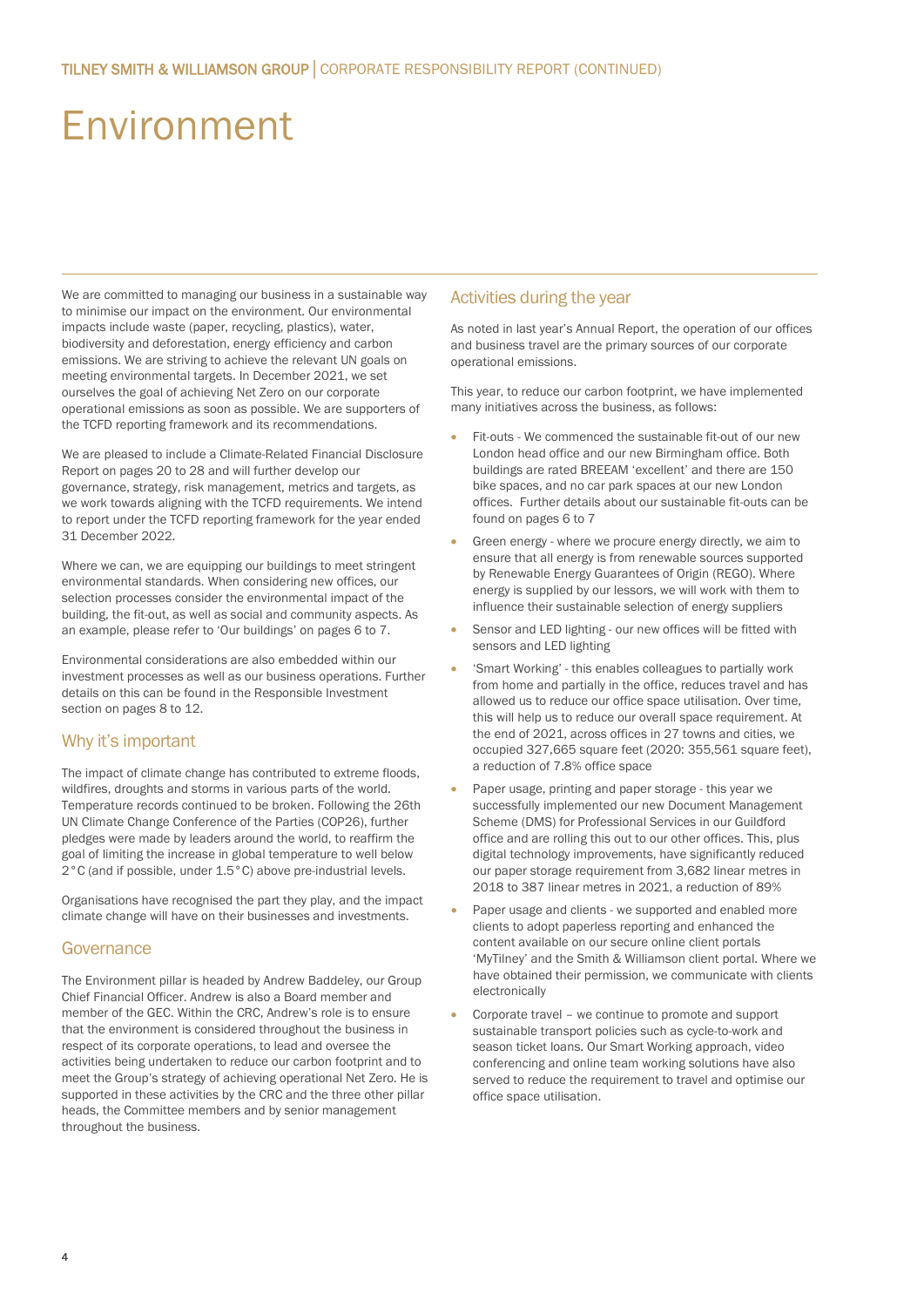# Environment

We are committed to managing our business in a sustainable way to minimise our impact on the environment. Our environmental impacts include waste (paper, recycling, plastics), water, biodiversity and deforestation, energy efficiency and carbon emissions. We are striving to achieve the relevant UN goals on meeting environmental targets. In December 2021, we set ourselves the goal of achieving Net Zero on our corporate operational emissions as soon as possible. We are supporters of the TCFD reporting framework and its recommendations.

We are pleased to include a Climate-Related Financial Disclosure Report on pages 20 to 28 and will further develop our governance, strategy, risk management, metrics and targets, as we work towards aligning with the TCFD requirements. We intend to report under the TCFD reporting framework for the year ended 31 December 2022.

Where we can, we are equipping our buildings to meet stringent environmental standards. When considering new offices, our selection processes consider the environmental impact of the building, the fit-out, as well as social and community aspects. As an example, please refer to 'Our buildings' on pages 6 to 7.

Environmental considerations are also embedded within our investment processes as well as our business operations. Further details on this can be found in the Responsible Investment section on pages 8 to 12.

## Why it's important

The impact of climate change has contributed to extreme floods, wildfires, droughts and storms in various parts of the world. Temperature records continued to be broken. Following the 26th UN Climate Change Conference of the Parties (COP26), further pledges were made by leaders around the world, to reaffirm the goal of limiting the increase in global temperature to well below 2°C (and if possible, under 1.5°C) above pre-industrial levels.

Organisations have recognised the part they play, and the impact climate change will have on their businesses and investments.

## Governance

The Environment pillar is headed by Andrew Baddeley, our Group Chief Financial Officer. Andrew is also a Board member and member of the GEC. Within the CRC, Andrew's role is to ensure that the environment is considered throughout the business in respect of its corporate operations, to lead and oversee the activities being undertaken to reduce our carbon footprint and to meet the Group's strategy of achieving operational Net Zero. He is supported in these activities by the CRC and the three other pillar heads, the Committee members and by senior management throughout the business.

## Activities during the year

As noted in last year's Annual Report, the operation of our offices and business travel are the primary sources of our corporate operational emissions.

This year, to reduce our carbon footprint, we have implemented many initiatives across the business, as follows:

- Fit-outs - We commenced the sustainable fit-out of our new London head office and our new Birmingham office. Both buildings are rated BREEAM 'excellent' and there are 150 bike spaces, and no car park spaces at our new London offices. Further details about our sustainable fit-outs can be found on pages 6 to 7
- Green energy - where we procure energy directly, we aim to ensure that all energy is from renewable sources supported by Renewable Energy Guarantees of Origin (REGO). Where energy is supplied by our lessors, we will work with them to influence their sustainable selection of energy suppliers
- Sensor and LED lighting - our new offices will be fitted with sensors and LED lighting
- 'Smart Working' - this enables colleagues to partially work from home and partially in the office, reduces travel and has allowed us to reduce our office space utilisation. Over time, this will help us to reduce our overall space requirement. At the end of 2021, across offices in 27 towns and cities, we occupied 327,665 square feet (2020: 355,561 square feet), a reduction of 7.8% office space
- Paper usage, printing and paper storage - this year we successfully implemented our new Document Management Scheme (DMS) for Professional Services in our Guildford office and are rolling this out to our other offices. This, plus digital technology improvements, have significantly reduced our paper storage requirement from 3,682 linear metres in 2018 to 387 linear metres in 2021, a reduction of 89%
- Paper usage and clients - we supported and enabled more clients to adopt paperless reporting and enhanced the content available on our secure online client portals 'MyTilney' and the Smith & Williamson client portal. Where we have obtained their permission, we communicate with clients electronically
- Corporate travel – we continue to promote and support sustainable transport policies such as cycle-to-work and season ticket loans. Our Smart Working approach, video conferencing and online team working solutions have also served to reduce the requirement to travel and optimise our office space utilisation.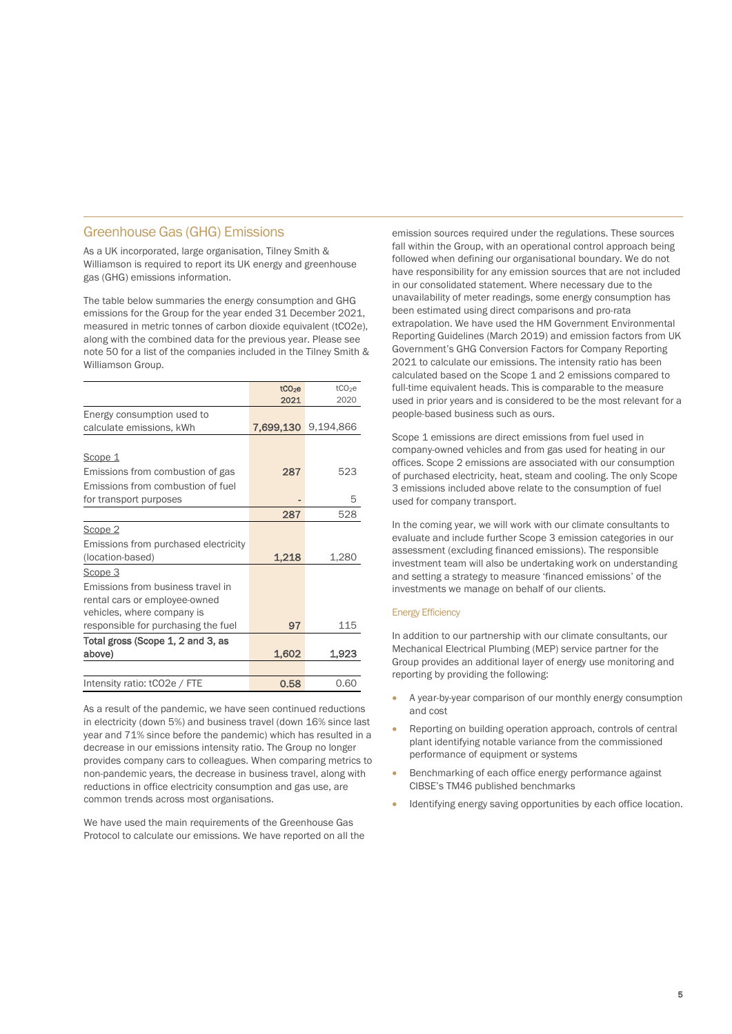## Greenhouse Gas (GHG) Emissions

As a UK incorporated, large organisation, Tilney Smith & Williamson is required to report its UK energy and greenhouse gas (GHG) emissions information.

The table below summaries the energy consumption and GHG emissions for the Group for the year ended 31 December 2021, measured in metric tonnes of carbon dioxide equivalent ($tCO_2e$), along with the combined data for the previous year. Please see note 50 for a list of the companies included in the Tilney Smith & Williamson Group.

| | $tCO_2e$ 2021 | $tCO_2e$ 2020 |
|---|---|---|
| Energy consumption used to calculate emissions, kWh | **7,699,130** | 9,194,866 |
| Scope 1 | | |
| Emissions from combustion of gas | **287** | 523 |
| Emissions from combustion of fuel for transport purposes | - | 5 |
| | **287** | 528 |
| Scope 2 | | |
| Emissions from purchased electricity (location-based) | **1,218** | 1,280 |
| Scope 3 | | |
| Emissions from business travel in rental cars or employee-owned vehicles, where company is responsible for purchasing the fuel | **97** | 115 |
| **Total gross (Scope 1, 2 and 3, as above)** | **1,602** | **1,923** |
| Intensity ratio: $tCO_2e$ / FTE | **0.58** | 0.60 |

As a result of the pandemic, we have seen continued reductions in electricity (down 5%) and business travel (down 16% since last year and 71% since before the pandemic) which has resulted in a decrease in our emissions intensity ratio. The Group no longer provides company cars to colleagues. When comparing metrics to non-pandemic years, the decrease in business travel, along with reductions in office electricity consumption and gas use, are common trends across most organisations.

We have used the main requirements of the Greenhouse Gas Protocol to calculate our emissions. We have reported on all the emission sources required under the regulations. These sources fall within the Group, with an operational control approach being followed when defining our organisational boundary. We do not have responsibility for any emission sources that are not included in our consolidated statement. Where necessary due to the unavailability of meter readings, some energy consumption has been estimated using direct comparisons and pro-rata extrapolation. We have used the HM Government Environmental Reporting Guidelines (March 2019) and emission factors from UK Government's GHG Conversion Factors for Company Reporting 2021 to calculate our emissions. The intensity ratio has been calculated based on the Scope 1 and 2 emissions compared to full-time equivalent heads. This is comparable to the measure used in prior years and is considered to be the most relevant for a people-based business such as ours.

Scope 1 emissions are direct emissions from fuel used in company-owned vehicles and from gas used for heating in our offices. Scope 2 emissions are associated with our consumption of purchased electricity, heat, steam and cooling. The only Scope 3 emissions included above relate to the consumption of fuel used for company transport.

In the coming year, we will work with our climate consultants to evaluate and include further Scope 3 emission categories in our assessment (excluding financed emissions). The responsible investment team will also be undertaking work on understanding and setting a strategy to measure 'financed emissions' of the investments we manage on behalf of our clients.

### Energy Efficiency

In addition to our partnership with our climate consultants, our Mechanical Electrical Plumbing (MEP) service partner for the Group provides an additional layer of energy use monitoring and reporting by providing the following:

- A year-by-year comparison of our monthly energy consumption and cost
- Reporting on building operation approach, controls of central plant identifying notable variance from the commissioned performance of equipment or systems
- Benchmarking of each office energy performance against CIBSE's TM46 published benchmarks
- Identifying energy saving opportunities by each office location.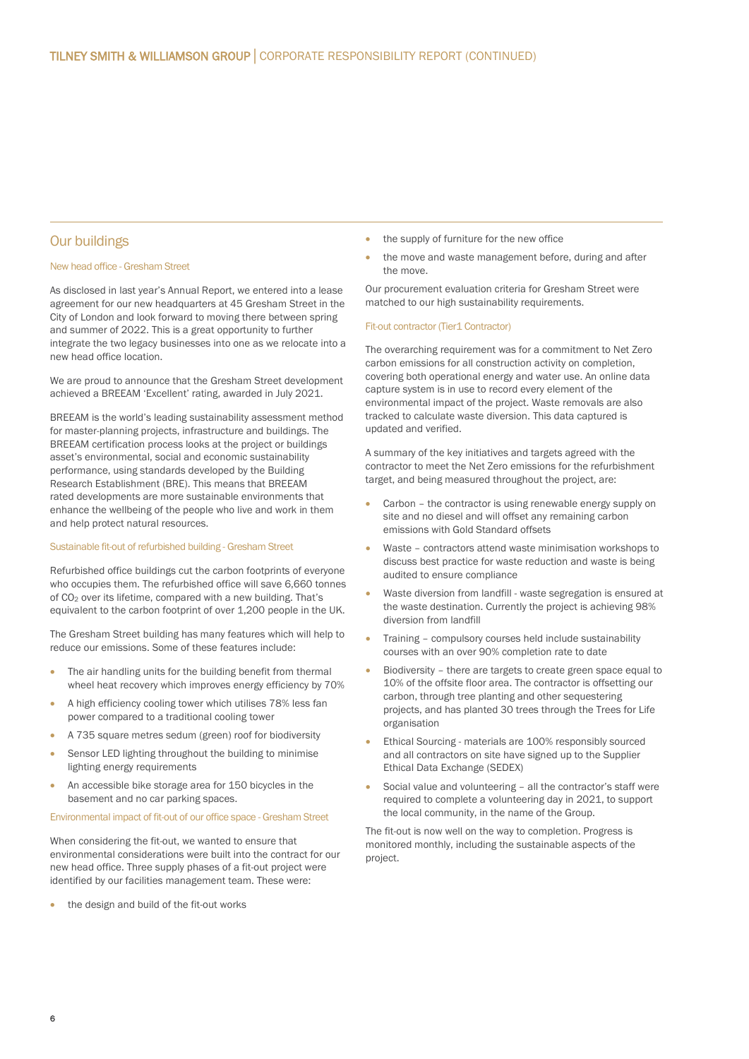## Our buildings

### New head office - Gresham Street

As disclosed in last year's Annual Report, we entered into a lease agreement for our new headquarters at 45 Gresham Street in the City of London and look forward to moving there between spring and summer of 2022. This is a great opportunity to further integrate the two legacy businesses into one as we relocate into a new head office location.

We are proud to announce that the Gresham Street development achieved a BREEAM 'Excellent' rating, awarded in July 2021.

BREEAM is the world's leading sustainability assessment method for master-planning projects, infrastructure and buildings. The BREEAM certification process looks at the project or buildings asset's environmental, social and economic sustainability performance, using standards developed by the Building Research Establishment (BRE). This means that BREEAM rated developments are more sustainable environments that enhance the wellbeing of the people who live and work in them and help protect natural resources.

### Sustainable fit-out of refurbished building - Gresham Street

Refurbished office buildings cut the carbon footprints of everyone who occupies them. The refurbished office will save 6,660 tonnes of $CO_2$ over its lifetime, compared with a new building. That's equivalent to the carbon footprint of over 1,200 people in the UK.

The Gresham Street building has many features which will help to reduce our emissions. Some of these features include:

- The air handling units for the building benefit from thermal wheel heat recovery which improves energy efficiency by 70%
- A high efficiency cooling tower which utilises 78% less fan power compared to a traditional cooling tower
- A 735 square metres sedum (green) roof for biodiversity
- Sensor LED lighting throughout the building to minimise lighting energy requirements
- An accessible bike storage area for 150 bicycles in the basement and no car parking spaces.

### Environmental impact of fit-out of our office space - Gresham Street

When considering the fit-out, we wanted to ensure that environmental considerations were built into the contract for our new head office. Three supply phases of a fit-out project were identified by our facilities management team. These were:

- the design and build of the fit-out works
- the supply of furniture for the new office
- the move and waste management before, during and after the move.

Our procurement evaluation criteria for Gresham Street were matched to our high sustainability requirements.

### Fit-out contractor (Tier1 Contractor)

The overarching requirement was for a commitment to Net Zero carbon emissions for all construction activity on completion, covering both operational energy and water use. An online data capture system is in use to record every element of the environmental impact of the project. Waste removals are also tracked to calculate waste diversion. This data captured is updated and verified.

A summary of the key initiatives and targets agreed with the contractor to meet the Net Zero emissions for the refurbishment target, and being measured throughout the project, are:

- Carbon – the contractor is using renewable energy supply on site and no diesel and will offset any remaining carbon emissions with Gold Standard offsets
- Waste – contractors attend waste minimisation workshops to discuss best practice for waste reduction and waste is being audited to ensure compliance
- Waste diversion from landfill - waste segregation is ensured at the waste destination. Currently the project is achieving 98% diversion from landfill
- Training – compulsory courses held include sustainability courses with an over 90% completion rate to date
- Biodiversity – there are targets to create green space equal to 10% of the offsite floor area. The contractor is offsetting our carbon, through tree planting and other sequestering projects, and has planted 30 trees through the Trees for Life organisation
- Ethical Sourcing - materials are 100% responsibly sourced and all contractors on site have signed up to the Supplier Ethical Data Exchange (SEDEX)
- Social value and volunteering – all the contractor's staff were required to complete a volunteering day in 2021, to support the local community, in the name of the Group.

The fit-out is now well on the way to completion. Progress is monitored monthly, including the sustainable aspects of the project.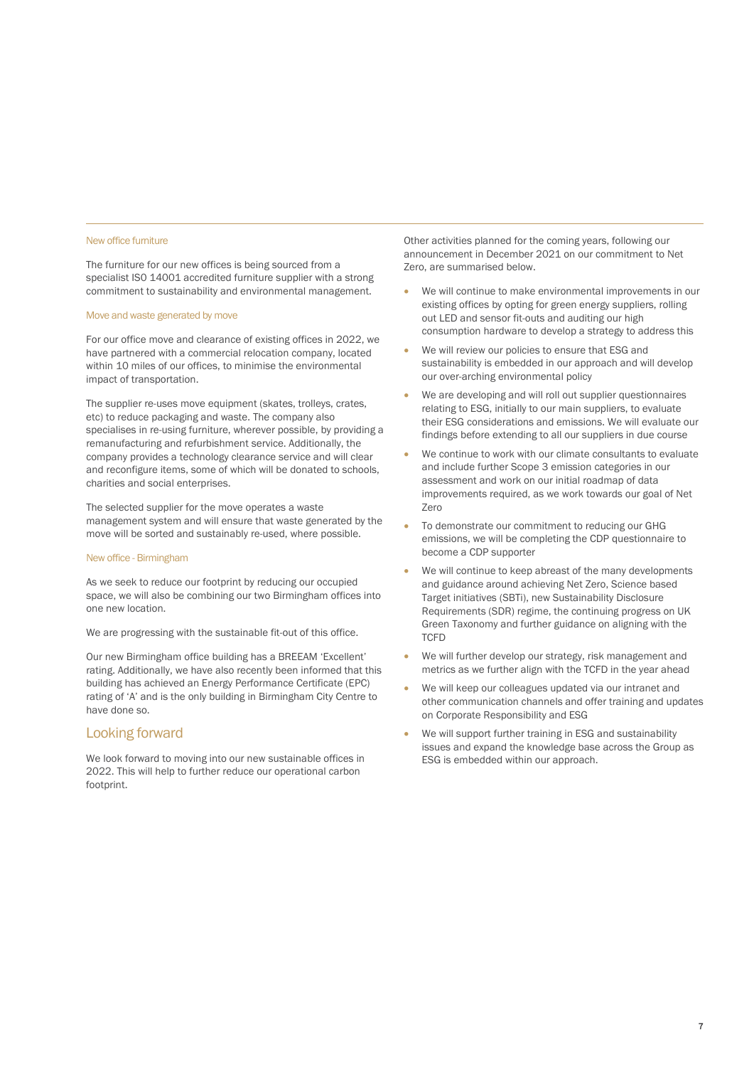### New office furniture

The furniture for our new offices is being sourced from a specialist ISO 14001 accredited furniture supplier with a strong commitment to sustainability and environmental management.

### Move and waste generated by move

For our office move and clearance of existing offices in 2022, we have partnered with a commercial relocation company, located within 10 miles of our offices, to minimise the environmental impact of transportation.

The supplier re-uses move equipment (skates, trolleys, crates, etc) to reduce packaging and waste. The company also specialises in re-using furniture, wherever possible, by providing a remanufacturing and refurbishment service. Additionally, the company provides a technology clearance service and will clear and reconfigure items, some of which will be donated to schools, charities and social enterprises.

The selected supplier for the move operates a waste management system and will ensure that waste generated by the move will be sorted and sustainably re-used, where possible.

### New office - Birmingham

As we seek to reduce our footprint by reducing our occupied space, we will also be combining our two Birmingham offices into one new location.

We are progressing with the sustainable fit-out of this office.

Our new Birmingham office building has a BREEAM 'Excellent' rating. Additionally, we have also recently been informed that this building has achieved an Energy Performance Certificate (EPC) rating of 'A' and is the only building in Birmingham City Centre to have done so.

## Looking forward

We look forward to moving into our new sustainable offices in 2022. This will help to further reduce our operational carbon footprint.

Other activities planned for the coming years, following our announcement in December 2021 on our commitment to Net Zero, are summarised below.

- We will continue to make environmental improvements in our existing offices by opting for green energy suppliers, rolling out LED and sensor fit-outs and auditing our high consumption hardware to develop a strategy to address this
- We will review our policies to ensure that ESG and sustainability is embedded in our approach and will develop our over-arching environmental policy
- We are developing and will roll out supplier questionnaires relating to ESG, initially to our main suppliers, to evaluate their ESG considerations and emissions. We will evaluate our findings before extending to all our suppliers in due course
- We continue to work with our climate consultants to evaluate and include further Scope 3 emission categories in our assessment and work on our initial roadmap of data improvements required, as we work towards our goal of Net Zero
- To demonstrate our commitment to reducing our GHG emissions, we will be completing the CDP questionnaire to become a CDP supporter
- We will continue to keep abreast of the many developments and guidance around achieving Net Zero, Science based Target initiatives (SBTi), new Sustainability Disclosure Requirements (SDR) regime, the continuing progress on UK Green Taxonomy and further guidance on aligning with the TCFD
- We will further develop our strategy, risk management and metrics as we further align with the TCFD in the year ahead
- We will keep our colleagues updated via our intranet and other communication channels and offer training and updates on Corporate Responsibility and ESG
- We will support further training in ESG and sustainability issues and expand the knowledge base across the Group as ESG is embedded within our approach.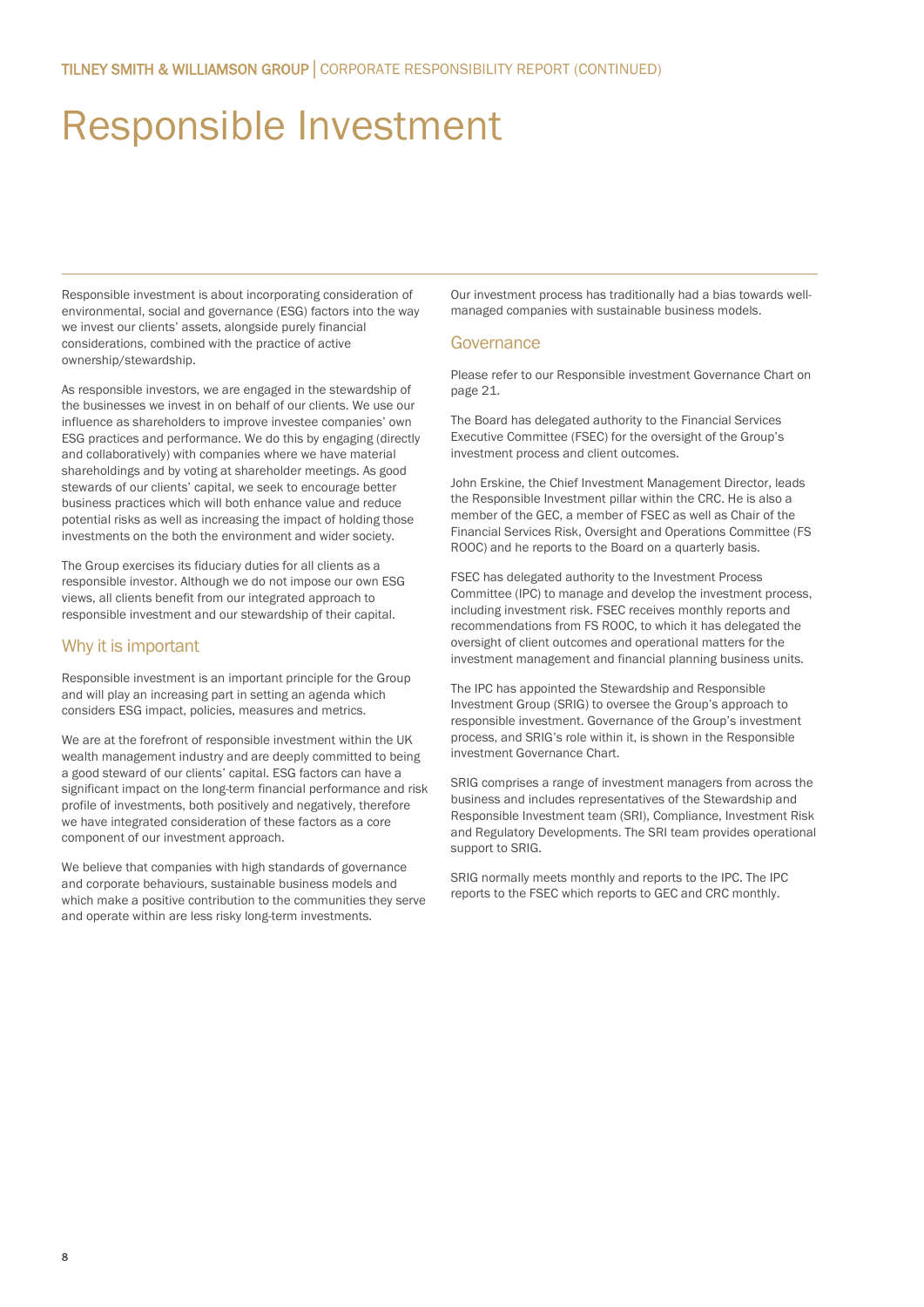# Responsible Investment

Responsible investment is about incorporating consideration of environmental, social and governance (ESG) factors into the way we invest our clients' assets, alongside purely financial considerations, combined with the practice of active ownership/stewardship.

As responsible investors, we are engaged in the stewardship of the businesses we invest in on behalf of our clients. We use our influence as shareholders to improve investee companies' own ESG practices and performance. We do this by engaging (directly and collaboratively) with companies where we have material shareholdings and by voting at shareholder meetings. As good stewards of our clients' capital, we seek to encourage better business practices which will both enhance value and reduce potential risks as well as increasing the impact of holding those investments on the both the environment and wider society.

The Group exercises its fiduciary duties for all clients as a responsible investor. Although we do not impose our own ESG views, all clients benefit from our integrated approach to responsible investment and our stewardship of their capital.

## Why it is important

Responsible investment is an important principle for the Group and will play an increasing part in setting an agenda which considers ESG impact, policies, measures and metrics.

We are at the forefront of responsible investment within the UK wealth management industry and are deeply committed to being a good steward of our clients' capital. ESG factors can have a significant impact on the long-term financial performance and risk profile of investments, both positively and negatively, therefore we have integrated consideration of these factors as a core component of our investment approach.

We believe that companies with high standards of governance and corporate behaviours, sustainable business models and which make a positive contribution to the communities they serve and operate within are less risky long-term investments.

Our investment process has traditionally had a bias towards well-managed companies with sustainable business models.

## Governance

Please refer to our Responsible investment Governance Chart on page 21.

The Board has delegated authority to the Financial Services Executive Committee (FSEC) for the oversight of the Group's investment process and client outcomes.

John Erskine, the Chief Investment Management Director, leads the Responsible Investment pillar within the CRC. He is also a member of the GEC, a member of FSEC as well as Chair of the Financial Services Risk, Oversight and Operations Committee (FS ROOC) and he reports to the Board on a quarterly basis.

FSEC has delegated authority to the Investment Process Committee (IPC) to manage and develop the investment process, including investment risk. FSEC receives monthly reports and recommendations from FS ROOC, to which it has delegated the oversight of client outcomes and operational matters for the investment management and financial planning business units.

The IPC has appointed the Stewardship and Responsible Investment Group (SRIG) to oversee the Group's approach to responsible investment. Governance of the Group's investment process, and SRIG's role within it, is shown in the Responsible investment Governance Chart.

SRIG comprises a range of investment managers from across the business and includes representatives of the Stewardship and Responsible Investment team (SRI), Compliance, Investment Risk and Regulatory Developments. The SRI team provides operational support to SRIG.

SRIG normally meets monthly and reports to the IPC. The IPC reports to the FSEC which reports to GEC and CRC monthly.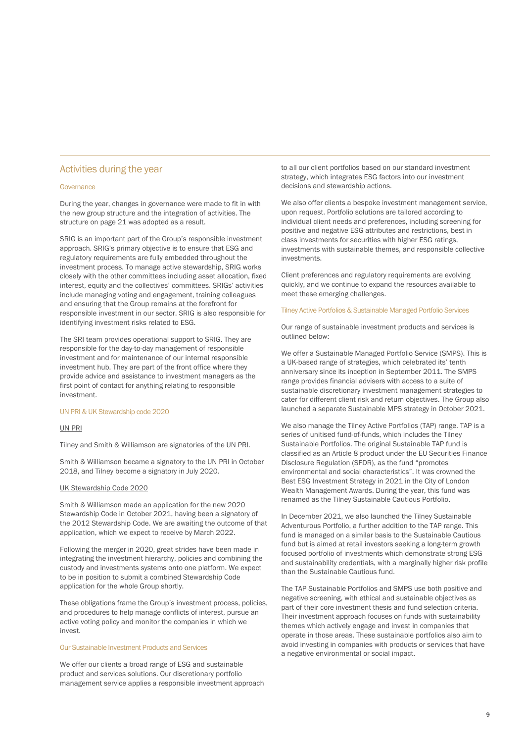## Activities during the year

### Governance

During the year, changes in governance were made to fit in with the new group structure and the integration of activities. The structure on page 21 was adopted as a result.

SRIG is an important part of the Group's responsible investment approach. SRIG's primary objective is to ensure that ESG and regulatory requirements are fully embedded throughout the investment process. To manage active stewardship, SRIG works closely with the other committees including asset allocation, fixed interest, equity and the collectives' committees. SRIGs' activities include managing voting and engagement, training colleagues and ensuring that the Group remains at the forefront for responsible investment in our sector. SRIG is also responsible for identifying investment risks related to ESG.

The SRI team provides operational support to SRIG. They are responsible for the day-to-day management of responsible investment and for maintenance of our internal responsible investment hub. They are part of the front office where they provide advice and assistance to investment managers as the first point of contact for anything relating to responsible investment.

### UN PRI & UK Stewardship code 2020

#### UN PRI

Tilney and Smith & Williamson are signatories of the UN PRI.

Smith & Williamson became a signatory to the UN PRI in October 2018, and Tilney become a signatory in July 2020.

#### UK Stewardship Code 2020

Smith & Williamson made an application for the new 2020 Stewardship Code in October 2021, having been a signatory of the 2012 Stewardship Code. We are awaiting the outcome of that application, which we expect to receive by March 2022.

Following the merger in 2020, great strides have been made in integrating the investment hierarchy, policies and combining the custody and investments systems onto one platform. We expect to be in position to submit a combined Stewardship Code application for the whole Group shortly.

These obligations frame the Group's investment process, policies, and procedures to help manage conflicts of interest, pursue an active voting policy and monitor the companies in which we invest.

### Our Sustainable Investment Products and Services

We offer our clients a broad range of ESG and sustainable product and services solutions. Our discretionary portfolio management service applies a responsible investment approach to all our client portfolios based on our standard investment strategy, which integrates ESG factors into our investment decisions and stewardship actions.

We also offer clients a bespoke investment management service, upon request. Portfolio solutions are tailored according to individual client needs and preferences, including screening for positive and negative ESG attributes and restrictions, best in class investments for securities with higher ESG ratings, investments with sustainable themes, and responsible collective investments.

Client preferences and regulatory requirements are evolving quickly, and we continue to expand the resources available to meet these emerging challenges.

### Tilney Active Portfolios & Sustainable Managed Portfolio Services

Our range of sustainable investment products and services is outlined below:

We offer a Sustainable Managed Portfolio Service (SMPS). This is a UK-based range of strategies, which celebrated its' tenth anniversary since its inception in September 2011. The SMPS range provides financial advisers with access to a suite of sustainable discretionary investment management strategies to cater for different client risk and return objectives. The Group also launched a separate Sustainable MPS strategy in October 2021.

We also manage the Tilney Active Portfolios (TAP) range. TAP is a series of unitised fund-of-funds, which includes the Tilney Sustainable Portfolios. The original Sustainable TAP fund is classified as an Article 8 product under the EU Securities Finance Disclosure Regulation (SFDR), as the fund "promotes environmental and social characteristics". It was crowned the Best ESG Investment Strategy in 2021 in the City of London Wealth Management Awards. During the year, this fund was renamed as the Tilney Sustainable Cautious Portfolio.

In December 2021, we also launched the Tilney Sustainable Adventurous Portfolio, a further addition to the TAP range. This fund is managed on a similar basis to the Sustainable Cautious fund but is aimed at retail investors seeking a long-term growth focused portfolio of investments which demonstrate strong ESG and sustainability credentials, with a marginally higher risk profile than the Sustainable Cautious fund.

The TAP Sustainable Portfolios and SMPS use both positive and negative screening, with ethical and sustainable objectives as part of their core investment thesis and fund selection criteria. Their investment approach focuses on funds with sustainability themes which actively engage and invest in companies that operate in those areas. These sustainable portfolios also aim to avoid investing in companies with products or services that have a negative environmental or social impact.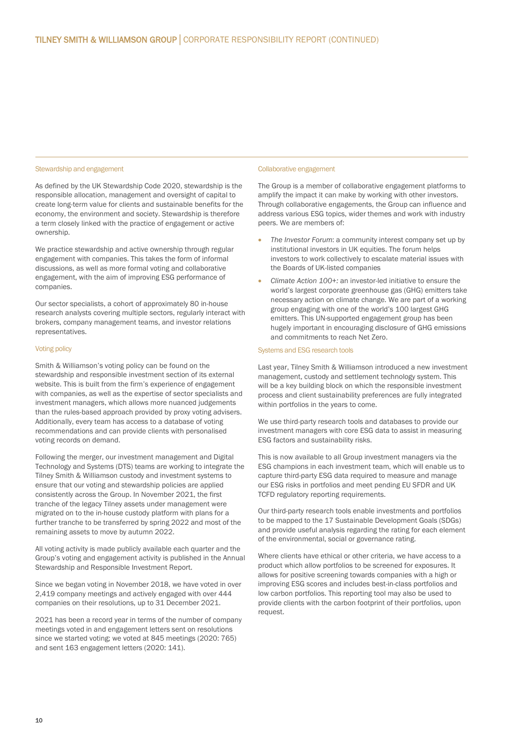## Stewardship and engagement

As defined by the UK Stewardship Code 2020, stewardship is the responsible allocation, management and oversight of capital to create long-term value for clients and sustainable benefits for the economy, the environment and society. Stewardship is therefore a term closely linked with the practice of engagement or active ownership.

We practice stewardship and active ownership through regular engagement with companies. This takes the form of informal discussions, as well as more formal voting and collaborative engagement, with the aim of improving ESG performance of companies.

Our sector specialists, a cohort of approximately 80 in-house research analysts covering multiple sectors, regularly interact with brokers, company management teams, and investor relations representatives.

## Voting policy

Smith & Williamson's voting policy can be found on the stewardship and responsible investment section of its external website. This is built from the firm's experience of engagement with companies, as well as the expertise of sector specialists and investment managers, which allows more nuanced judgements than the rules-based approach provided by proxy voting advisers. Additionally, every team has access to a database of voting recommendations and can provide clients with personalised voting records on demand.

Following the merger, our investment management and Digital Technology and Systems (DTS) teams are working to integrate the Tilney Smith & Williamson custody and investment systems to ensure that our voting and stewardship policies are applied consistently across the Group. In November 2021, the first tranche of the legacy Tilney assets under management were migrated on to the in-house custody platform with plans for a further tranche to be transferred by spring 2022 and most of the remaining assets to move by autumn 2022.

All voting activity is made publicly available each quarter and the Group's voting and engagement activity is published in the Annual Stewardship and Responsible Investment Report.

Since we began voting in November 2018, we have voted in over 2,419 company meetings and actively engaged with over 444 companies on their resolutions, up to 31 December 2021.

2021 has been a record year in terms of the number of company meetings voted in and engagement letters sent on resolutions since we started voting; we voted at 845 meetings (2020: 765) and sent 163 engagement letters (2020: 141).

## Collaborative engagement

The Group is a member of collaborative engagement platforms to amplify the impact it can make by working with other investors. Through collaborative engagements, the Group can influence and address various ESG topics, wider themes and work with industry peers. We are members of:

- *The Investor Forum*: a community interest company set up by institutional investors in UK equities. The forum helps investors to work collectively to escalate material issues with the Boards of UK-listed companies
- *Climate Action 100+:* an investor-led initiative to ensure the world's largest corporate greenhouse gas (GHG) emitters take necessary action on climate change. We are part of a working group engaging with one of the world's 100 largest GHG emitters. This UN-supported engagement group has been hugely important in encouraging disclosure of GHG emissions and commitments to reach Net Zero.

## Systems and ESG research tools

Last year, Tilney Smith & Williamson introduced a new investment management, custody and settlement technology system. This will be a key building block on which the responsible investment process and client sustainability preferences are fully integrated within portfolios in the years to come.

We use third-party research tools and databases to provide our investment managers with core ESG data to assist in measuring ESG factors and sustainability risks.

This is now available to all Group investment managers via the ESG champions in each investment team, which will enable us to capture third-party ESG data required to measure and manage our ESG risks in portfolios and meet pending EU SFDR and UK TCFD regulatory reporting requirements.

Our third-party research tools enable investments and portfolios to be mapped to the 17 Sustainable Development Goals (SDGs) and provide useful analysis regarding the rating for each element of the environmental, social or governance rating.

Where clients have ethical or other criteria, we have access to a product which allow portfolios to be screened for exposures. It allows for positive screening towards companies with a high or improving ESG scores and includes best-in-class portfolios and low carbon portfolios. This reporting tool may also be used to provide clients with the carbon footprint of their portfolios, upon request.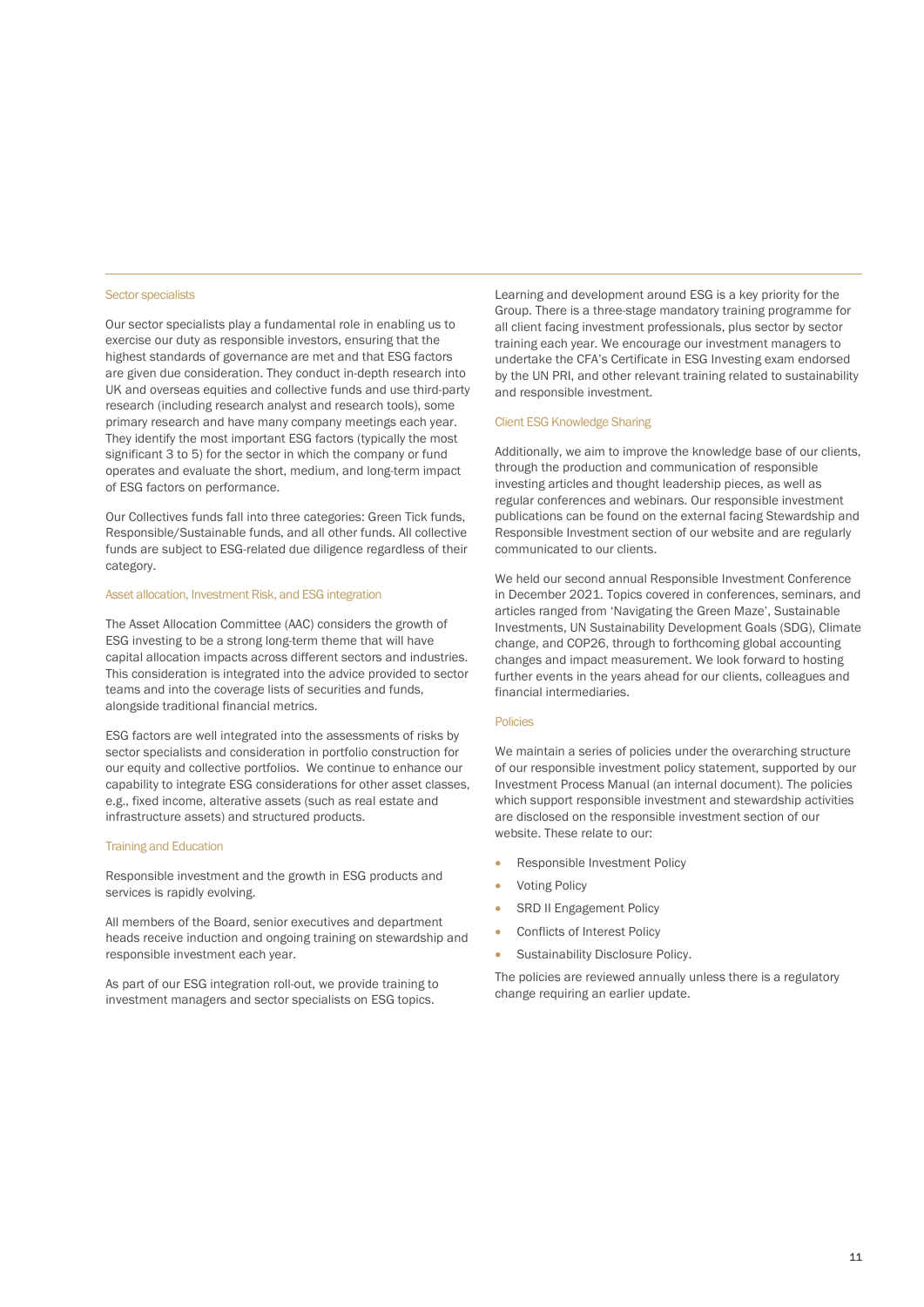### Sector specialists

Our sector specialists play a fundamental role in enabling us to exercise our duty as responsible investors, ensuring that the highest standards of governance are met and that ESG factors are given due consideration. They conduct in-depth research into UK and overseas equities and collective funds and use third-party research (including research analyst and research tools), some primary research and have many company meetings each year. They identify the most important ESG factors (typically the most significant 3 to 5) for the sector in which the company or fund operates and evaluate the short, medium, and long-term impact of ESG factors on performance.

Our Collectives funds fall into three categories: Green Tick funds, Responsible/Sustainable funds, and all other funds. All collective funds are subject to ESG-related due diligence regardless of their category.

### Asset allocation, Investment Risk, and ESG integration

The Asset Allocation Committee (AAC) considers the growth of ESG investing to be a strong long-term theme that will have capital allocation impacts across different sectors and industries. This consideration is integrated into the advice provided to sector teams and into the coverage lists of securities and funds, alongside traditional financial metrics.

ESG factors are well integrated into the assessments of risks by sector specialists and consideration in portfolio construction for our equity and collective portfolios. We continue to enhance our capability to integrate ESG considerations for other asset classes, e.g., fixed income, alterative assets (such as real estate and infrastructure assets) and structured products.

### Training and Education

Responsible investment and the growth in ESG products and services is rapidly evolving.

All members of the Board, senior executives and department heads receive induction and ongoing training on stewardship and responsible investment each year.

As part of our ESG integration roll-out, we provide training to investment managers and sector specialists on ESG topics.

Learning and development around ESG is a key priority for the Group. There is a three-stage mandatory training programme for all client facing investment professionals, plus sector by sector training each year. We encourage our investment managers to undertake the CFA's Certificate in ESG Investing exam endorsed by the UN PRI, and other relevant training related to sustainability and responsible investment.

### Client ESG Knowledge Sharing

Additionally, we aim to improve the knowledge base of our clients, through the production and communication of responsible investing articles and thought leadership pieces, as well as regular conferences and webinars. Our responsible investment publications can be found on the external facing Stewardship and Responsible Investment section of our website and are regularly communicated to our clients.

We held our second annual Responsible Investment Conference in December 2021. Topics covered in conferences, seminars, and articles ranged from 'Navigating the Green Maze', Sustainable Investments, UN Sustainability Development Goals (SDG), Climate change, and COP26, through to forthcoming global accounting changes and impact measurement. We look forward to hosting further events in the years ahead for our clients, colleagues and financial intermediaries.

### Policies

We maintain a series of policies under the overarching structure of our responsible investment policy statement, supported by our Investment Process Manual (an internal document). The policies which support responsible investment and stewardship activities are disclosed on the responsible investment section of our website. These relate to our:

- Responsible Investment Policy
- Voting Policy
- SRD II Engagement Policy
- Conflicts of Interest Policy
- Sustainability Disclosure Policy.

The policies are reviewed annually unless there is a regulatory change requiring an earlier update.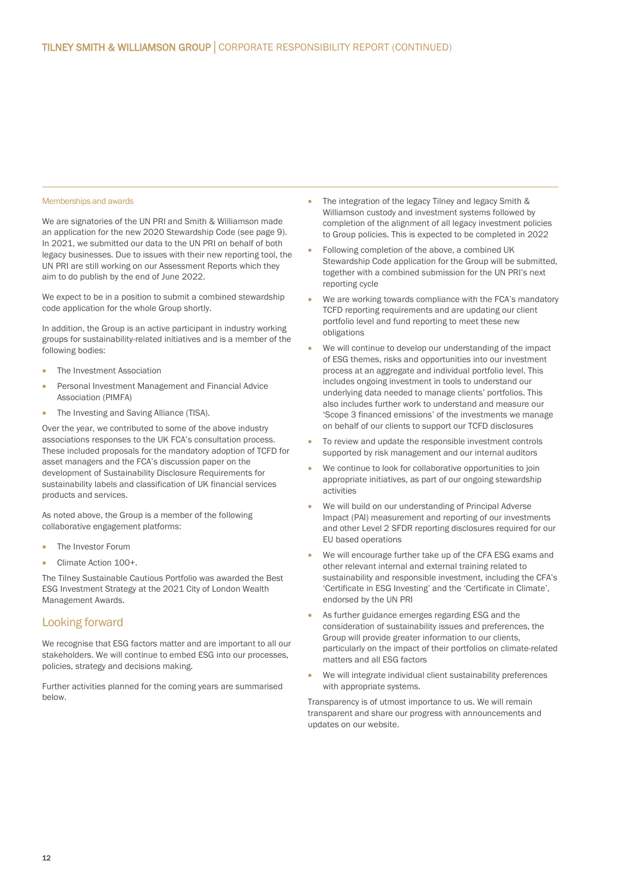### Memberships and awards

We are signatories of the UN PRI and Smith & Williamson made an application for the new 2020 Stewardship Code (see page 9). In 2021, we submitted our data to the UN PRI on behalf of both legacy businesses. Due to issues with their new reporting tool, the UN PRI are still working on our Assessment Reports which they aim to do publish by the end of June 2022.

We expect to be in a position to submit a combined stewardship code application for the whole Group shortly.

In addition, the Group is an active participant in industry working groups for sustainability-related initiatives and is a member of the following bodies:

- The Investment Association
- Personal Investment Management and Financial Advice Association (PIMFA)
- The Investing and Saving Alliance (TISA).

Over the year, we contributed to some of the above industry associations responses to the UK FCA's consultation process. These included proposals for the mandatory adoption of TCFD for asset managers and the FCA's discussion paper on the development of Sustainability Disclosure Requirements for sustainability labels and classification of UK financial services products and services.

As noted above, the Group is a member of the following collaborative engagement platforms:

- The Investor Forum
- Climate Action 100+.

The Tilney Sustainable Cautious Portfolio was awarded the Best ESG Investment Strategy at the 2021 City of London Wealth Management Awards.

## Looking forward

We recognise that ESG factors matter and are important to all our stakeholders. We will continue to embed ESG into our processes, policies, strategy and decisions making.

Further activities planned for the coming years are summarised below.

- The integration of the legacy Tilney and legacy Smith & Williamson custody and investment systems followed by completion of the alignment of all legacy investment policies to Group policies. This is expected to be completed in 2022
- Following completion of the above, a combined UK Stewardship Code application for the Group will be submitted, together with a combined submission for the UN PRI's next reporting cycle
- We are working towards compliance with the FCA's mandatory TCFD reporting requirements and are updating our client portfolio level and fund reporting to meet these new obligations
- We will continue to develop our understanding of the impact of ESG themes, risks and opportunities into our investment process at an aggregate and individual portfolio level. This includes ongoing investment in tools to understand our underlying data needed to manage clients' portfolios. This also includes further work to understand and measure our 'Scope 3 financed emissions' of the investments we manage on behalf of our clients to support our TCFD disclosures
- To review and update the responsible investment controls supported by risk management and our internal auditors
- We continue to look for collaborative opportunities to join appropriate initiatives, as part of our ongoing stewardship activities
- We will build on our understanding of Principal Adverse Impact (PAI) measurement and reporting of our investments and other Level 2 SFDR reporting disclosures required for our EU based operations
- We will encourage further take up of the CFA ESG exams and other relevant internal and external training related to sustainability and responsible investment, including the CFA's 'Certificate in ESG Investing' and the 'Certificate in Climate', endorsed by the UN PRI
- As further guidance emerges regarding ESG and the consideration of sustainability issues and preferences, the Group will provide greater information to our clients, particularly on the impact of their portfolios on climate-related matters and all ESG factors
- We will integrate individual client sustainability preferences with appropriate systems.

Transparency is of utmost importance to us. We will remain transparent and share our progress with announcements and updates on our website.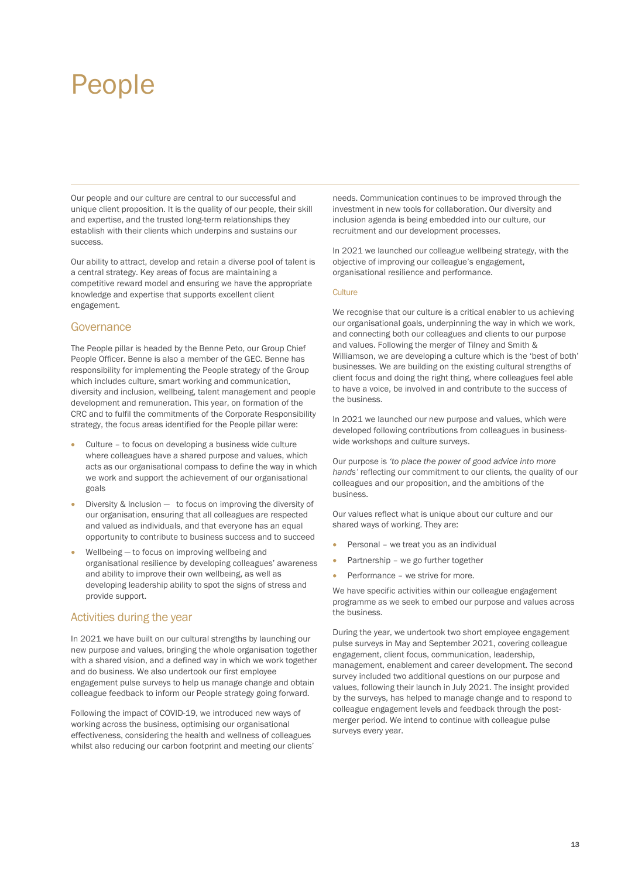# People

Our people and our culture are central to our successful and unique client proposition. It is the quality of our people, their skill and expertise, and the trusted long-term relationships they establish with their clients which underpins and sustains our success.

Our ability to attract, develop and retain a diverse pool of talent is a central strategy. Key areas of focus are maintaining a competitive reward model and ensuring we have the appropriate knowledge and expertise that supports excellent client engagement.

## Governance

The People pillar is headed by the Benne Peto, our Group Chief People Officer. Benne is also a member of the GEC. Benne has responsibility for implementing the People strategy of the Group which includes culture, smart working and communication, diversity and inclusion, wellbeing, talent management and people development and remuneration. This year, on formation of the CRC and to fulfil the commitments of the Corporate Responsibility strategy, the focus areas identified for the People pillar were:

- Culture – to focus on developing a business wide culture where colleagues have a shared purpose and values, which acts as our organisational compass to define the way in which we work and support the achievement of our organisational goals
- Diversity & Inclusion — to focus on improving the diversity of our organisation, ensuring that all colleagues are respected and valued as individuals, and that everyone has an equal opportunity to contribute to business success and to succeed
- Wellbeing — to focus on improving wellbeing and organisational resilience by developing colleagues' awareness and ability to improve their own wellbeing, as well as developing leadership ability to spot the signs of stress and provide support.

## Activities during the year

In 2021 we have built on our cultural strengths by launching our new purpose and values, bringing the whole organisation together with a shared vision, and a defined way in which we work together and do business. We also undertook our first employee engagement pulse surveys to help us manage change and obtain colleague feedback to inform our People strategy going forward.

Following the impact of COVID-19, we introduced new ways of working across the business, optimising our organisational effectiveness, considering the health and wellness of colleagues whilst also reducing our carbon footprint and meeting our clients' needs. Communication continues to be improved through the investment in new tools for collaboration. Our diversity and inclusion agenda is being embedded into our culture, our recruitment and our development processes.

In 2021 we launched our colleague wellbeing strategy, with the objective of improving our colleague's engagement, organisational resilience and performance.

### Culture

We recognise that our culture is a critical enabler to us achieving our organisational goals, underpinning the way in which we work, and connecting both our colleagues and clients to our purpose and values. Following the merger of Tilney and Smith & Williamson, we are developing a culture which is the 'best of both' businesses. We are building on the existing cultural strengths of client focus and doing the right thing, where colleagues feel able to have a voice, be involved in and contribute to the success of the business.

In 2021 we launched our new purpose and values, which were developed following contributions from colleagues in business-wide workshops and culture surveys.

Our purpose is *'to place the power of good advice into more hands'* reflecting our commitment to our clients, the quality of our colleagues and our proposition, and the ambitions of the business.

Our values reflect what is unique about our culture and our shared ways of working. They are:

- Personal – we treat you as an individual
- Partnership – we go further together
- Performance – we strive for more.

We have specific activities within our colleague engagement programme as we seek to embed our purpose and values across the business.

During the year, we undertook two short employee engagement pulse surveys in May and September 2021, covering colleague engagement, client focus, communication, leadership, management, enablement and career development. The second survey included two additional questions on our purpose and values, following their launch in July 2021. The insight provided by the surveys, has helped to manage change and to respond to colleague engagement levels and feedback through the post-merger period. We intend to continue with colleague pulse surveys every year.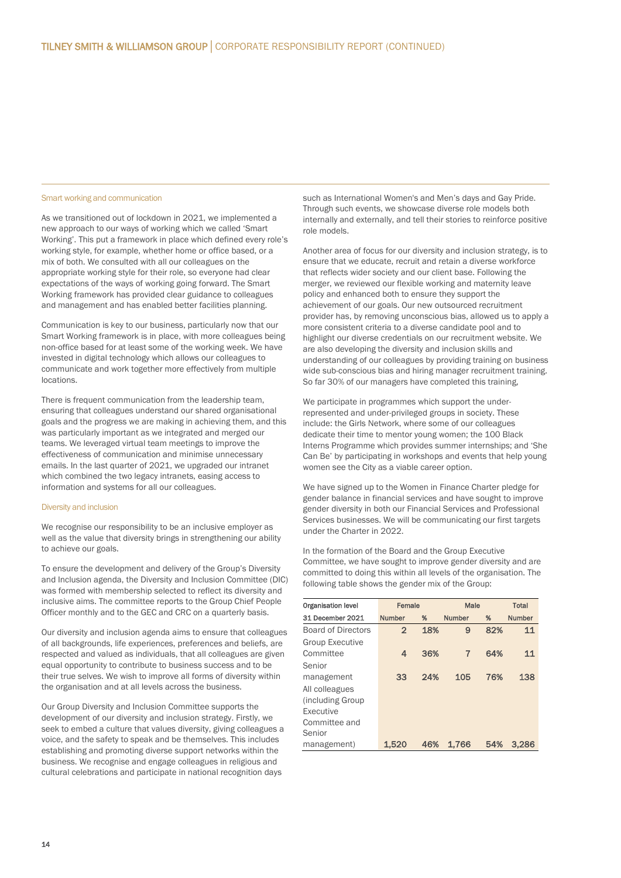### Smart working and communication

As we transitioned out of lockdown in 2021, we implemented a new approach to our ways of working which we called 'Smart Working'. This put a framework in place which defined every role's working style, for example, whether home or office based, or a mix of both. We consulted with all our colleagues on the appropriate working style for their role, so everyone had clear expectations of the ways of working going forward. The Smart Working framework has provided clear guidance to colleagues and management and has enabled better facilities planning.

Communication is key to our business, particularly now that our Smart Working framework is in place, with more colleagues being non-office based for at least some of the working week. We have invested in digital technology which allows our colleagues to communicate and work together more effectively from multiple locations.

There is frequent communication from the leadership team, ensuring that colleagues understand our shared organisational goals and the progress we are making in achieving them, and this was particularly important as we integrated and merged our teams. We leveraged virtual team meetings to improve the effectiveness of communication and minimise unnecessary emails. In the last quarter of 2021, we upgraded our intranet which combined the two legacy intranets, easing access to information and systems for all our colleagues.

### Diversity and inclusion

We recognise our responsibility to be an inclusive employer as well as the value that diversity brings in strengthening our ability to achieve our goals.

To ensure the development and delivery of the Group's Diversity and Inclusion agenda, the Diversity and Inclusion Committee (DIC) was formed with membership selected to reflect its diversity and inclusive aims. The committee reports to the Group Chief People Officer monthly and to the GEC and CRC on a quarterly basis.

Our diversity and inclusion agenda aims to ensure that colleagues of all backgrounds, life experiences, preferences and beliefs, are respected and valued as individuals, that all colleagues are given equal opportunity to contribute to business success and to be their true selves. We wish to improve all forms of diversity within the organisation and at all levels across the business.

Our Group Diversity and Inclusion Committee supports the development of our diversity and inclusion strategy. Firstly, we seek to embed a culture that values diversity, giving colleagues a voice, and the safety to speak and be themselves. This includes establishing and promoting diverse support networks within the business. We recognise and engage colleagues in religious and cultural celebrations and participate in national recognition days such as International Women's and Men's days and Gay Pride. Through such events, we showcase diverse role models both internally and externally, and tell their stories to reinforce positive role models.

Another area of focus for our diversity and inclusion strategy, is to ensure that we educate, recruit and retain a diverse workforce that reflects wider society and our client base. Following the merger, we reviewed our flexible working and maternity leave policy and enhanced both to ensure they support the achievement of our goals. Our new outsourced recruitment provider has, by removing unconscious bias, allowed us to apply a more consistent criteria to a diverse candidate pool and to highlight our diverse credentials on our recruitment website. We are also developing the diversity and inclusion skills and understanding of our colleagues by providing training on business wide sub-conscious bias and hiring manager recruitment training. So far 30% of our managers have completed this training,

We participate in programmes which support the under-represented and under-privileged groups in society. These include: the Girls Network, where some of our colleagues dedicate their time to mentor young women; the 100 Black Interns Programme which provides summer internships; and 'She Can Be' by participating in workshops and events that help young women see the City as a viable career option.

We have signed up to the Women in Finance Charter pledge for gender balance in financial services and have sought to improve gender diversity in both our Financial Services and Professional Services businesses. We will be communicating our first targets under the Charter in 2022.

In the formation of the Board and the Group Executive Committee, we have sought to improve gender diversity and are committed to doing this within all levels of the organisation. The following table shows the gender mix of the Group:

| Organisation level | Female | | Male | | Total |
|---|---|---|---|---|---|
| 31 December 2021 | Number | % | Number | % | Number |
| Board of Directors | 2 | 18% | 9 | 82% | 11 |
| Group Executive Committee | 4 | 36% | 7 | 64% | 11 |
| Senior management | 33 | 24% | 105 | 76% | 138 |
| All colleagues (including Group Executive Committee and Senior management) | 1,520 | 46% | 1,766 | 54% | 3,286 |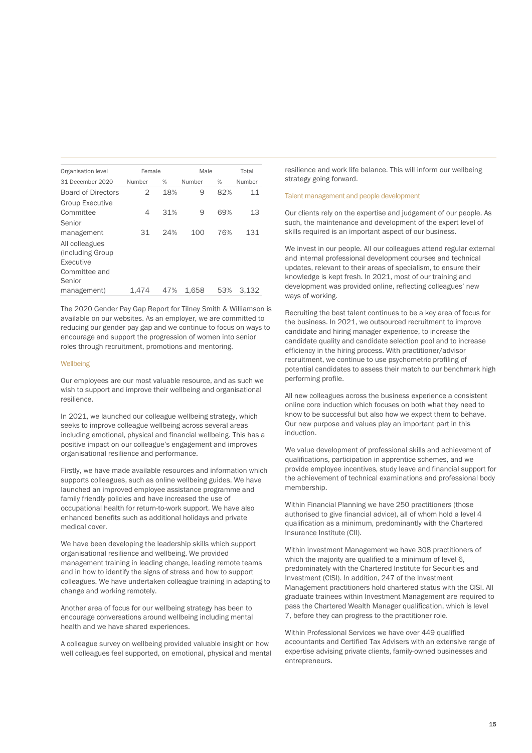| Organisation level | Female | | Male | | Total |
|---|---|---|---|---|---|
| 31 December 2020 | Number | % | Number | % | Number |
| Board of Directors | 2 | 18% | 9 | 82% | 11 |
| Group Executive Committee | 4 | 31% | 9 | 69% | 13 |
| Senior management | 31 | 24% | 100 | 76% | 131 |
| All colleagues (including Group Executive Committee and Senior management) | 1,474 | 47% | 1,658 | 53% | 3,132 |

The 2020 Gender Pay Gap Report for Tilney Smith & Williamson is available on our websites. As an employer, we are committed to reducing our gender pay gap and we continue to focus on ways to encourage and support the progression of women into senior roles through recruitment, promotions and mentoring.

### Wellbeing

Our employees are our most valuable resource, and as such we wish to support and improve their wellbeing and organisational resilience.

In 2021, we launched our colleague wellbeing strategy, which seeks to improve colleague wellbeing across several areas including emotional, physical and financial wellbeing. This has a positive impact on our colleague's engagement and improves organisational resilience and performance.

Firstly, we have made available resources and information which supports colleagues, such as online wellbeing guides. We have launched an improved employee assistance programme and family friendly policies and have increased the use of occupational health for return-to-work support. We have also enhanced benefits such as additional holidays and private medical cover.

We have been developing the leadership skills which support organisational resilience and wellbeing. We provided management training in leading change, leading remote teams and in how to identify the signs of stress and how to support colleagues. We have undertaken colleague training in adapting to change and working remotely.

Another area of focus for our wellbeing strategy has been to encourage conversations around wellbeing including mental health and we have shared experiences.

A colleague survey on wellbeing provided valuable insight on how well colleagues feel supported, on emotional, physical and mental resilience and work life balance. This will inform our wellbeing strategy going forward.

### Talent management and people development

Our clients rely on the expertise and judgement of our people. As such, the maintenance and development of the expert level of skills required is an important aspect of our business.

We invest in our people. All our colleagues attend regular external and internal professional development courses and technical updates, relevant to their areas of specialism, to ensure their knowledge is kept fresh. In 2021, most of our training and development was provided online, reflecting colleagues' new ways of working.

Recruiting the best talent continues to be a key area of focus for the business. In 2021, we outsourced recruitment to improve candidate and hiring manager experience, to increase the candidate quality and candidate selection pool and to increase efficiency in the hiring process. With practitioner/advisor recruitment, we continue to use psychometric profiling of potential candidates to assess their match to our benchmark high performing profile.

All new colleagues across the business experience a consistent online core induction which focuses on both what they need to know to be successful but also how we expect them to behave. Our new purpose and values play an important part in this induction.

We value development of professional skills and achievement of qualifications, participation in apprentice schemes, and we provide employee incentives, study leave and financial support for the achievement of technical examinations and professional body membership.

Within Financial Planning we have 250 practitioners (those authorised to give financial advice), all of whom hold a level 4 qualification as a minimum, predominantly with the Chartered Insurance Institute (CII).

Within Investment Management we have 308 practitioners of which the majority are qualified to a minimum of level 6, predominately with the Chartered Institute for Securities and Investment (CISI). In addition, 247 of the Investment Management practitioners hold chartered status with the CISI. All graduate trainees within Investment Management are required to pass the Chartered Wealth Manager qualification, which is level 7, before they can progress to the practitioner role.

Within Professional Services we have over 449 qualified accountants and Certified Tax Advisers with an extensive range of expertise advising private clients, family-owned businesses and entrepreneurs.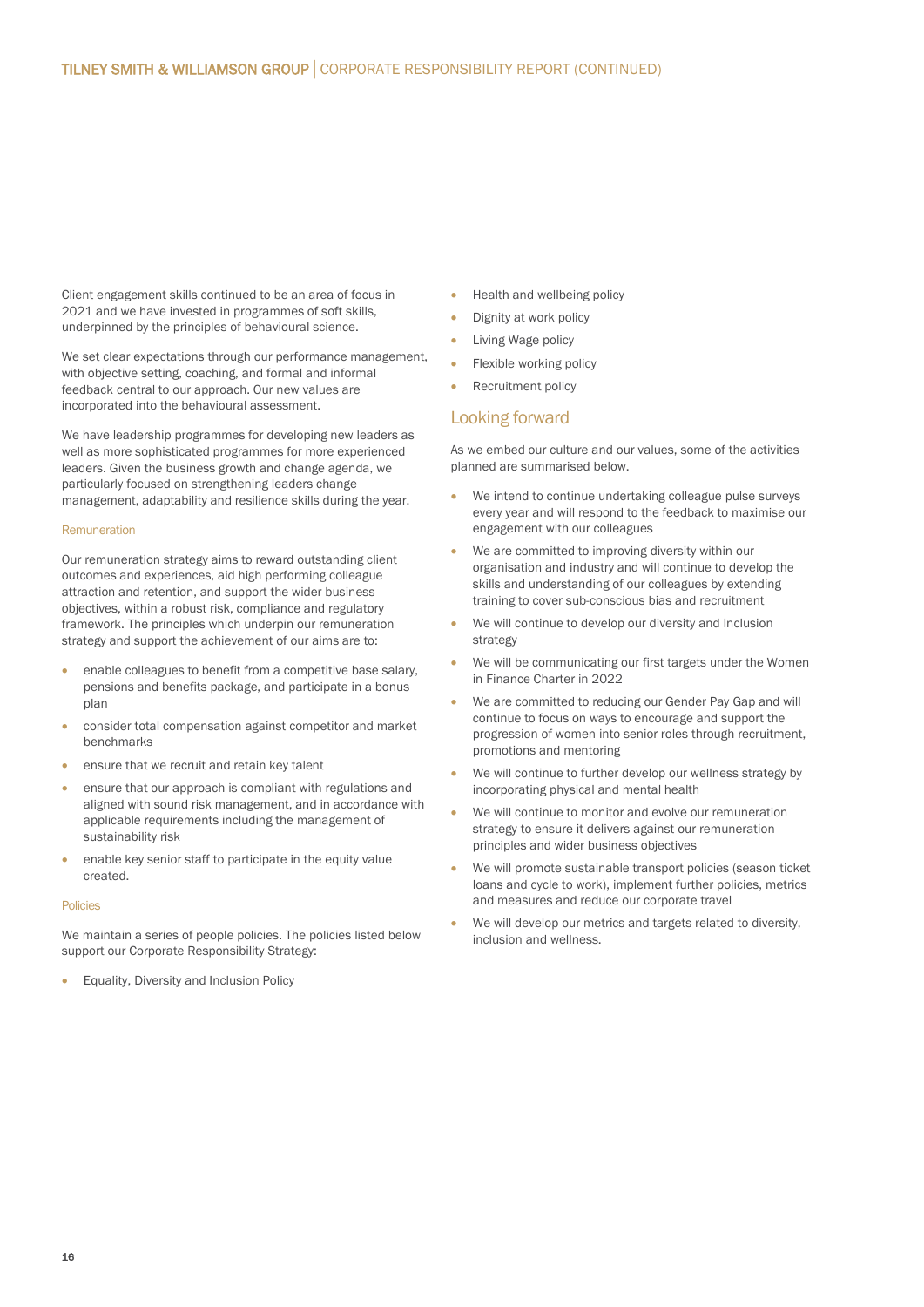Client engagement skills continued to be an area of focus in 2021 and we have invested in programmes of soft skills, underpinned by the principles of behavioural science.

We set clear expectations through our performance management, with objective setting, coaching, and formal and informal feedback central to our approach. Our new values are incorporated into the behavioural assessment.

We have leadership programmes for developing new leaders as well as more sophisticated programmes for more experienced leaders. Given the business growth and change agenda, we particularly focused on strengthening leaders change management, adaptability and resilience skills during the year.

### Remuneration

Our remuneration strategy aims to reward outstanding client outcomes and experiences, aid high performing colleague attraction and retention, and support the wider business objectives, within a robust risk, compliance and regulatory framework. The principles which underpin our remuneration strategy and support the achievement of our aims are to:

- enable colleagues to benefit from a competitive base salary, pensions and benefits package, and participate in a bonus plan
- consider total compensation against competitor and market benchmarks
- ensure that we recruit and retain key talent
- ensure that our approach is compliant with regulations and aligned with sound risk management, and in accordance with applicable requirements including the management of sustainability risk
- enable key senior staff to participate in the equity value created.

### Policies

We maintain a series of people policies. The policies listed below support our Corporate Responsibility Strategy:

- Equality, Diversity and Inclusion Policy
- Health and wellbeing policy
- Dignity at work policy
- Living Wage policy
- Flexible working policy
- Recruitment policy

## Looking forward

As we embed our culture and our values, some of the activities planned are summarised below.

- We intend to continue undertaking colleague pulse surveys every year and will respond to the feedback to maximise our engagement with our colleagues
- We are committed to improving diversity within our organisation and industry and will continue to develop the skills and understanding of our colleagues by extending training to cover sub-conscious bias and recruitment
- We will continue to develop our diversity and Inclusion strategy
- We will be communicating our first targets under the Women in Finance Charter in 2022
- We are committed to reducing our Gender Pay Gap and will continue to focus on ways to encourage and support the progression of women into senior roles through recruitment, promotions and mentoring
- We will continue to further develop our wellness strategy by incorporating physical and mental health
- We will continue to monitor and evolve our remuneration strategy to ensure it delivers against our remuneration principles and wider business objectives
- We will promote sustainable transport policies (season ticket loans and cycle to work), implement further policies, metrics and measures and reduce our corporate travel
- We will develop our metrics and targets related to diversity, inclusion and wellness.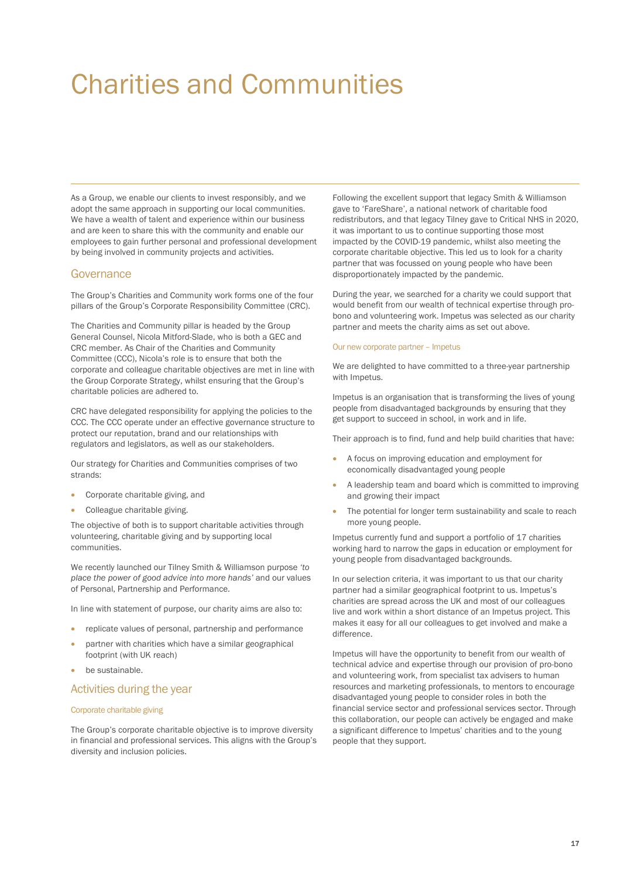# Charities and Communities

As a Group, we enable our clients to invest responsibly, and we adopt the same approach in supporting our local communities. We have a wealth of talent and experience within our business and are keen to share this with the community and enable our employees to gain further personal and professional development by being involved in community projects and activities.

## Governance

The Group's Charities and Community work forms one of the four pillars of the Group's Corporate Responsibility Committee (CRC).

The Charities and Community pillar is headed by the Group General Counsel, Nicola Mitford-Slade, who is both a GEC and CRC member. As Chair of the Charities and Community Committee (CCC), Nicola's role is to ensure that both the corporate and colleague charitable objectives are met in line with the Group Corporate Strategy, whilst ensuring that the Group's charitable policies are adhered to.

CRC have delegated responsibility for applying the policies to the CCC. The CCC operate under an effective governance structure to protect our reputation, brand and our relationships with regulators and legislators, as well as our stakeholders.

Our strategy for Charities and Communities comprises of two strands:

- Corporate charitable giving, and
- Colleague charitable giving.

The objective of both is to support charitable activities through volunteering, charitable giving and by supporting local communities.

We recently launched our Tilney Smith & Williamson purpose *'to place the power of good advice into more hands'* and our values of Personal, Partnership and Performance.

In line with statement of purpose, our charity aims are also to:

- replicate values of personal, partnership and performance
- partner with charities which have a similar geographical footprint (with UK reach)
- be sustainable.

## Activities during the year

### Corporate charitable giving

The Group's corporate charitable objective is to improve diversity in financial and professional services. This aligns with the Group's diversity and inclusion policies.

Following the excellent support that legacy Smith & Williamson gave to 'FareShare', a national network of charitable food redistributors, and that legacy Tilney gave to Critical NHS in 2020, it was important to us to continue supporting those most impacted by the COVID-19 pandemic, whilst also meeting the corporate charitable objective. This led us to look for a charity partner that was focussed on young people who have been disproportionately impacted by the pandemic.

During the year, we searched for a charity we could support that would benefit from our wealth of technical expertise through pro-bono and volunteering work. Impetus was selected as our charity partner and meets the charity aims as set out above.

### Our new corporate partner – Impetus

We are delighted to have committed to a three-year partnership with Impetus.

Impetus is an organisation that is transforming the lives of young people from disadvantaged backgrounds by ensuring that they get support to succeed in school, in work and in life.

Their approach is to find, fund and help build charities that have:

- A focus on improving education and employment for economically disadvantaged young people
- A leadership team and board which is committed to improving and growing their impact
- The potential for longer term sustainability and scale to reach more young people.

Impetus currently fund and support a portfolio of 17 charities working hard to narrow the gaps in education or employment for young people from disadvantaged backgrounds.

In our selection criteria, it was important to us that our charity partner had a similar geographical footprint to us. Impetus's charities are spread across the UK and most of our colleagues live and work within a short distance of an Impetus project. This makes it easy for all our colleagues to get involved and make a difference.

Impetus will have the opportunity to benefit from our wealth of technical advice and expertise through our provision of pro-bono and volunteering work, from specialist tax advisers to human resources and marketing professionals, to mentors to encourage disadvantaged young people to consider roles in both the financial service sector and professional services sector. Through this collaboration, our people can actively be engaged and make a significant difference to Impetus' charities and to the young people that they support.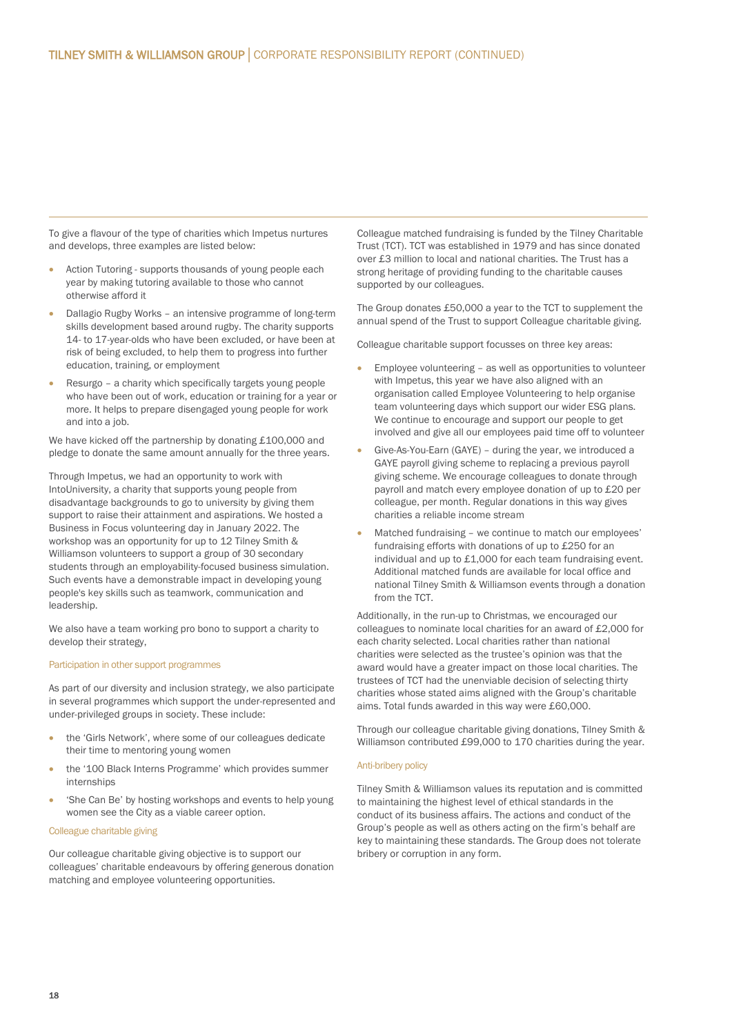To give a flavour of the type of charities which Impetus nurtures and develops, three examples are listed below:

- Action Tutoring - supports thousands of young people each year by making tutoring available to those who cannot otherwise afford it
- Dallagio Rugby Works – an intensive programme of long-term skills development based around rugby. The charity supports 14- to 17-year-olds who have been excluded, or have been at risk of being excluded, to help them to progress into further education, training, or employment
- Resurgo – a charity which specifically targets young people who have been out of work, education or training for a year or more. It helps to prepare disengaged young people for work and into a job.

We have kicked off the partnership by donating £100,000 and pledge to donate the same amount annually for the three years.

Through Impetus, we had an opportunity to work with IntoUniversity, a charity that supports young people from disadvantage backgrounds to go to university by giving them support to raise their attainment and aspirations. We hosted a Business in Focus volunteering day in January 2022. The workshop was an opportunity for up to 12 Tilney Smith & Williamson volunteers to support a group of 30 secondary students through an employability-focused business simulation. Such events have a demonstrable impact in developing young people's key skills such as teamwork, communication and leadership.

We also have a team working pro bono to support a charity to develop their strategy,

### Participation in other support programmes

As part of our diversity and inclusion strategy, we also participate in several programmes which support the under-represented and under-privileged groups in society. These include:

- the 'Girls Network', where some of our colleagues dedicate their time to mentoring young women
- the '100 Black Interns Programme' which provides summer internships
- 'She Can Be' by hosting workshops and events to help young women see the City as a viable career option.

### Colleague charitable giving

Our colleague charitable giving objective is to support our colleagues' charitable endeavours by offering generous donation matching and employee volunteering opportunities.

Colleague matched fundraising is funded by the Tilney Charitable Trust (TCT). TCT was established in 1979 and has since donated over £3 million to local and national charities. The Trust has a strong heritage of providing funding to the charitable causes supported by our colleagues.

The Group donates £50,000 a year to the TCT to supplement the annual spend of the Trust to support Colleague charitable giving.

Colleague charitable support focusses on three key areas:

- Employee volunteering – as well as opportunities to volunteer with Impetus, this year we have also aligned with an organisation called Employee Volunteering to help organise team volunteering days which support our wider ESG plans. We continue to encourage and support our people to get involved and give all our employees paid time off to volunteer
- Give-As-You-Earn (GAYE) – during the year, we introduced a GAYE payroll giving scheme to replacing a previous payroll giving scheme. We encourage colleagues to donate through payroll and match every employee donation of up to £20 per colleague, per month. Regular donations in this way gives charities a reliable income stream
- Matched fundraising – we continue to match our employees' fundraising efforts with donations of up to £250 for an individual and up to £1,000 for each team fundraising event. Additional matched funds are available for local office and national Tilney Smith & Williamson events through a donation from the TCT.

Additionally, in the run-up to Christmas, we encouraged our colleagues to nominate local charities for an award of £2,000 for each charity selected. Local charities rather than national charities were selected as the trustee's opinion was that the award would have a greater impact on those local charities. The trustees of TCT had the unenviable decision of selecting thirty charities whose stated aims aligned with the Group's charitable aims. Total funds awarded in this way were £60,000.

Through our colleague charitable giving donations, Tilney Smith & Williamson contributed £99,000 to 170 charities during the year.

### Anti-bribery policy

Tilney Smith & Williamson values its reputation and is committed to maintaining the highest level of ethical standards in the conduct of its business affairs. The actions and conduct of the Group's people as well as others acting on the firm's behalf are key to maintaining these standards. The Group does not tolerate bribery or corruption in any form.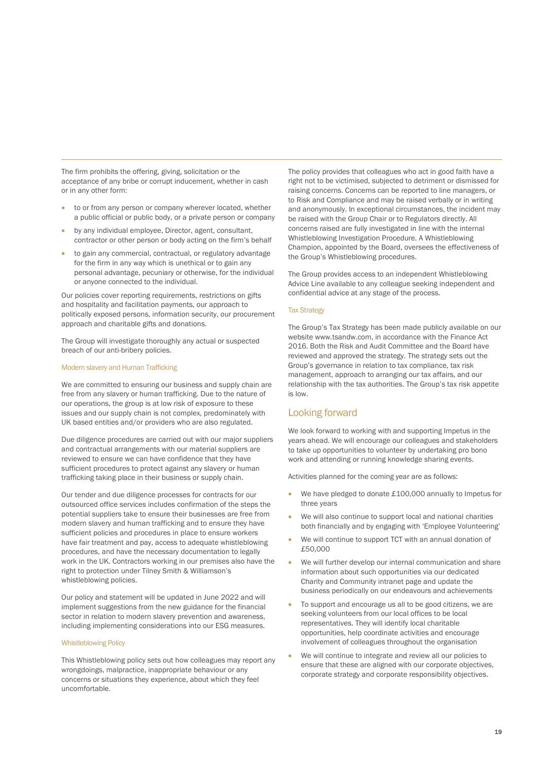The firm prohibits the offering, giving, solicitation or the acceptance of any bribe or corrupt inducement, whether in cash or in any other form:

- to or from any person or company wherever located, whether a public official or public body, or a private person or company
- by any individual employee, Director, agent, consultant, contractor or other person or body acting on the firm's behalf
- to gain any commercial, contractual, or regulatory advantage for the firm in any way which is unethical or to gain any personal advantage, pecuniary or otherwise, for the individual or anyone connected to the individual.

Our policies cover reporting requirements, restrictions on gifts and hospitality and facilitation payments, our approach to politically exposed persons, information security, our procurement approach and charitable gifts and donations.

The Group will investigate thoroughly any actual or suspected breach of our anti-bribery policies.

### Modern slavery and Human Trafficking

We are committed to ensuring our business and supply chain are free from any slavery or human trafficking. Due to the nature of our operations, the group is at low risk of exposure to these issues and our supply chain is not complex, predominately with UK based entities and/or providers who are also regulated.

Due diligence procedures are carried out with our major suppliers and contractual arrangements with our material suppliers are reviewed to ensure we can have confidence that they have sufficient procedures to protect against any slavery or human trafficking taking place in their business or supply chain.

Our tender and due diligence processes for contracts for our outsourced office services includes confirmation of the steps the potential suppliers take to ensure their businesses are free from modern slavery and human trafficking and to ensure they have sufficient policies and procedures in place to ensure workers have fair treatment and pay, access to adequate whistleblowing procedures, and have the necessary documentation to legally work in the UK. Contractors working in our premises also have the right to protection under Tilney Smith & Williamson's whistleblowing policies.

Our policy and statement will be updated in June 2022 and will implement suggestions from the new guidance for the financial sector in relation to modern slavery prevention and awareness, including implementing considerations into our ESG measures.

### Whistleblowing Policy

This Whistleblowing policy sets out how colleagues may report any wrongdoings, malpractice, inappropriate behaviour or any concerns or situations they experience, about which they feel uncomfortable.

The policy provides that colleagues who act in good faith have a right not to be victimised, subjected to detriment or dismissed for raising concerns. Concerns can be reported to line managers, or to Risk and Compliance and may be raised verbally or in writing and anonymously. In exceptional circumstances, the incident may be raised with the Group Chair or to Regulators directly. All concerns raised are fully investigated in line with the internal Whistleblowing Investigation Procedure. A Whistleblowing Champion, appointed by the Board, oversees the effectiveness of the Group's Whistleblowing procedures.

The Group provides access to an independent Whistleblowing Advice Line available to any colleague seeking independent and confidential advice at any stage of the process.

### Tax Strategy

The Group's Tax Strategy has been made publicly available on our website www.tsandw.com, in accordance with the Finance Act 2016. Both the Risk and Audit Committee and the Board have reviewed and approved the strategy. The strategy sets out the Group's governance in relation to tax compliance, tax risk management, approach to arranging our tax affairs, and our relationship with the tax authorities. The Group's tax risk appetite is low.

## Looking forward

We look forward to working with and supporting Impetus in the years ahead. We will encourage our colleagues and stakeholders to take up opportunities to volunteer by undertaking pro bono work and attending or running knowledge sharing events.

Activities planned for the coming year are as follows:

- We have pledged to donate £100,000 annually to Impetus for three years
- We will also continue to support local and national charities both financially and by engaging with 'Employee Volunteering'
- We will continue to support TCT with an annual donation of £50,000
- We will further develop our internal communication and share information about such opportunities via our dedicated Charity and Community intranet page and update the business periodically on our endeavours and achievements
- To support and encourage us all to be good citizens, we are seeking volunteers from our local offices to be local representatives. They will identify local charitable opportunities, help coordinate activities and encourage involvement of colleagues throughout the organisation
- We will continue to integrate and review all our policies to ensure that these are aligned with our corporate objectives, corporate strategy and corporate responsibility objectives.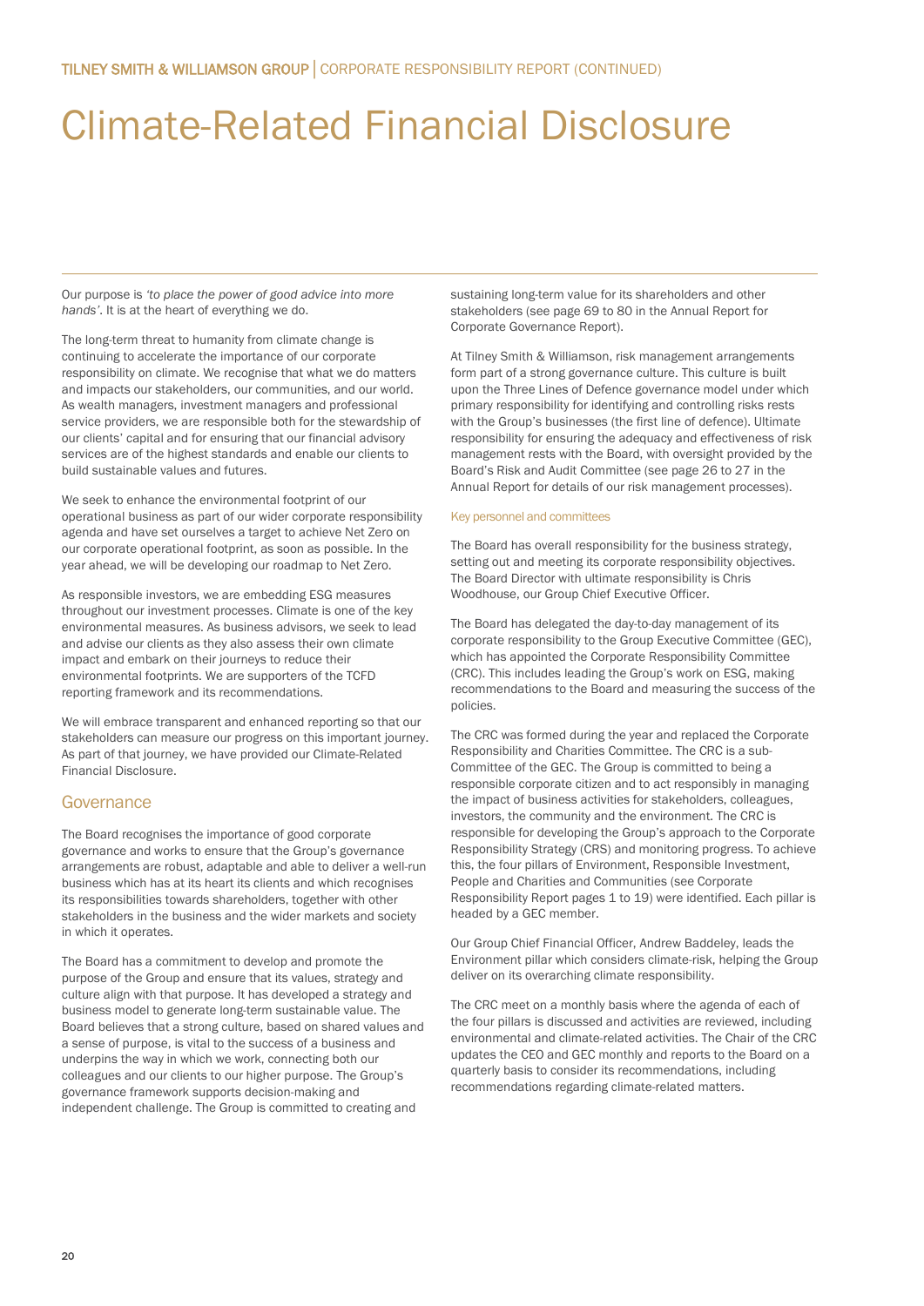# Climate-Related Financial Disclosure

Our purpose is *'to place the power of good advice into more hands'*. It is at the heart of everything we do.

The long-term threat to humanity from climate change is continuing to accelerate the importance of our corporate responsibility on climate. We recognise that what we do matters and impacts our stakeholders, our communities, and our world. As wealth managers, investment managers and professional service providers, we are responsible both for the stewardship of our clients' capital and for ensuring that our financial advisory services are of the highest standards and enable our clients to build sustainable values and futures.

We seek to enhance the environmental footprint of our operational business as part of our wider corporate responsibility agenda and have set ourselves a target to achieve Net Zero on our corporate operational footprint, as soon as possible. In the year ahead, we will be developing our roadmap to Net Zero.

As responsible investors, we are embedding ESG measures throughout our investment processes. Climate is one of the key environmental measures. As business advisors, we seek to lead and advise our clients as they also assess their own climate impact and embark on their journeys to reduce their environmental footprints. We are supporters of the TCFD reporting framework and its recommendations.

We will embrace transparent and enhanced reporting so that our stakeholders can measure our progress on this important journey. As part of that journey, we have provided our Climate-Related Financial Disclosure.

## Governance

The Board recognises the importance of good corporate governance and works to ensure that the Group's governance arrangements are robust, adaptable and able to deliver a well-run business which has at its heart its clients and which recognises its responsibilities towards shareholders, together with other stakeholders in the business and the wider markets and society in which it operates.

The Board has a commitment to develop and promote the purpose of the Group and ensure that its values, strategy and culture align with that purpose. It has developed a strategy and business model to generate long-term sustainable value. The Board believes that a strong culture, based on shared values and a sense of purpose, is vital to the success of a business and underpins the way in which we work, connecting both our colleagues and our clients to our higher purpose. The Group's governance framework supports decision-making and independent challenge. The Group is committed to creating and sustaining long-term value for its shareholders and other stakeholders (see page 69 to 80 in the Annual Report for Corporate Governance Report).

At Tilney Smith & Williamson, risk management arrangements form part of a strong governance culture. This culture is built upon the Three Lines of Defence governance model under which primary responsibility for identifying and controlling risks rests with the Group's businesses (the first line of defence). Ultimate responsibility for ensuring the adequacy and effectiveness of risk management rests with the Board, with oversight provided by the Board's Risk and Audit Committee (see page 26 to 27 in the Annual Report for details of our risk management processes).

### Key personnel and committees

The Board has overall responsibility for the business strategy, setting out and meeting its corporate responsibility objectives. The Board Director with ultimate responsibility is Chris Woodhouse, our Group Chief Executive Officer.

The Board has delegated the day-to-day management of its corporate responsibility to the Group Executive Committee (GEC), which has appointed the Corporate Responsibility Committee (CRC). This includes leading the Group's work on ESG, making recommendations to the Board and measuring the success of the policies.

The CRC was formed during the year and replaced the Corporate Responsibility and Charities Committee. The CRC is a sub-Committee of the GEC. The Group is committed to being a responsible corporate citizen and to act responsibly in managing the impact of business activities for stakeholders, colleagues, investors, the community and the environment. The CRC is responsible for developing the Group's approach to the Corporate Responsibility Strategy (CRS) and monitoring progress. To achieve this, the four pillars of Environment, Responsible Investment, People and Charities and Communities (see Corporate Responsibility Report pages 1 to 19) were identified. Each pillar is headed by a GEC member.

Our Group Chief Financial Officer, Andrew Baddeley, leads the Environment pillar which considers climate-risk, helping the Group deliver on its overarching climate responsibility.

The CRC meet on a monthly basis where the agenda of each of the four pillars is discussed and activities are reviewed, including environmental and climate-related activities. The Chair of the CRC updates the CEO and GEC monthly and reports to the Board on a quarterly basis to consider its recommendations, including recommendations regarding climate-related matters.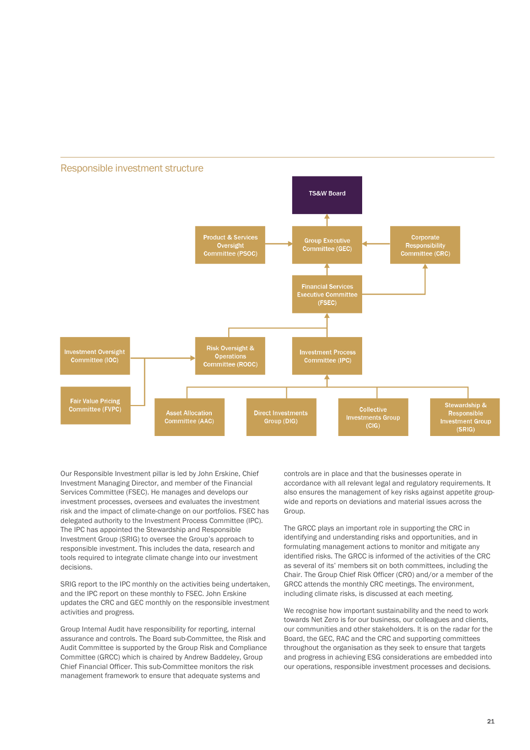## Responsible investment structure

TS&W Board

Product & Services Oversight Committee (PSOC)

Group Executive Committee (GEC)

Corporate Responsibility Committee (CRC)

Financial Services Executive Committee (FSEC)

Investment Oversight Committee (IOC)

Risk Oversight & Operations Committee (ROOC)

Investment Process Committee (IPC)

Fair Value Pricing Committee (FVPC)

Asset Allocation Committee (AAC)

Direct Investments Group (DIG)

Collective Investments Group (CIG)

Stewardship & Responsible Investment Group (SRIG)

Our Responsible Investment pillar is led by John Erskine, Chief Investment Managing Director, and member of the Financial Services Committee (FSEC). He manages and develops our investment processes, oversees and evaluates the investment risk and the impact of climate-change on our portfolios. FSEC has delegated authority to the Investment Process Committee (IPC). The IPC has appointed the Stewardship and Responsible Investment Group (SRIG) to oversee the Group's approach to responsible investment. This includes the data, research and tools required to integrate climate change into our investment decisions.

SRIG report to the IPC monthly on the activities being undertaken, and the IPC report on these monthly to FSEC. John Erskine updates the CRC and GEC monthly on the responsible investment activities and progress.

Group Internal Audit have responsibility for reporting, internal assurance and controls. The Board sub-Committee, the Risk and Audit Committee is supported by the Group Risk and Compliance Committee (GRCC) which is chaired by Andrew Baddeley, Group Chief Financial Officer. This sub-Committee monitors the risk management framework to ensure that adequate systems and controls are in place and that the businesses operate in accordance with all relevant legal and regulatory requirements. It also ensures the management of key risks against appetite group-wide and reports on deviations and material issues across the Group.

The GRCC plays an important role in supporting the CRC in identifying and understanding risks and opportunities, and in formulating management actions to monitor and mitigate any identified risks. The GRCC is informed of the activities of the CRC as several of its' members sit on both committees, including the Chair. The Group Chief Risk Officer (CRO) and/or a member of the GRCC attends the monthly CRC meetings. The environment, including climate risks, is discussed at each meeting.

We recognise how important sustainability and the need to work towards Net Zero is for our business, our colleagues and clients, our communities and other stakeholders. It is on the radar for the Board, the GEC, RAC and the CRC and supporting committees throughout the organisation as they seek to ensure that targets and progress in achieving ESG considerations are embedded into our operations, responsible investment processes and decisions.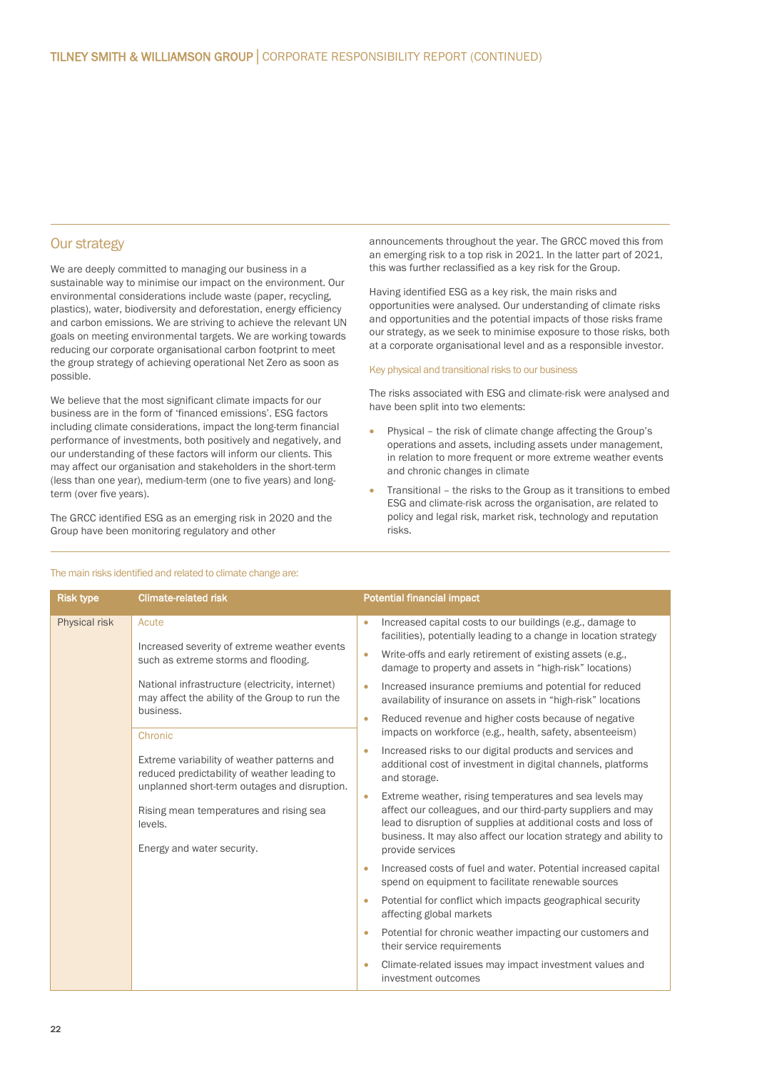## Our strategy

We are deeply committed to managing our business in a sustainable way to minimise our impact on the environment. Our environmental considerations include waste (paper, recycling, plastics), water, biodiversity and deforestation, energy efficiency and carbon emissions. We are striving to achieve the relevant UN goals on meeting environmental targets. We are working towards reducing our corporate organisational carbon footprint to meet the group strategy of achieving operational Net Zero as soon as possible.

We believe that the most significant climate impacts for our business are in the form of 'financed emissions'. ESG factors including climate considerations, impact the long-term financial performance of investments, both positively and negatively, and our understanding of these factors will inform our clients. This may affect our organisation and stakeholders in the short-term (less than one year), medium-term (one to five years) and long-term (over five years).

The GRCC identified ESG as an emerging risk in 2020 and the Group have been monitoring regulatory and other announcements throughout the year. The GRCC moved this from an emerging risk to a top risk in 2021. In the latter part of 2021, this was further reclassified as a key risk for the Group.

Having identified ESG as a key risk, the main risks and opportunities were analysed. Our understanding of climate risks and opportunities and the potential impacts of those risks frame our strategy, as we seek to minimise exposure to those risks, both at a corporate organisational level and as a responsible investor.

### Key physical and transitional risks to our business

The risks associated with ESG and climate-risk were analysed and have been split into two elements:

- Physical – the risk of climate change affecting the Group's operations and assets, including assets under management, in relation to more frequent or more extreme weather events and chronic changes in climate
- Transitional – the risks to the Group as it transitions to embed ESG and climate-risk across the organisation, are related to policy and legal risk, market risk, technology and reputation risks.

The main risks identified and related to climate change are:

| Risk type | Climate-related risk | Potential financial impact |
|---|---|---|
| Physical risk | **Acute**<br><br>Increased severity of extreme weather events such as extreme storms and flooding.<br><br>National infrastructure (electricity, internet) may affect the ability of the Group to run the business.<br><br>**Chronic**<br><br>Extreme variability of weather patterns and reduced predictability of weather leading to unplanned short-term outages and disruption.<br><br>Rising mean temperatures and rising sea levels.<br><br>Energy and water security. | • Increased capital costs to our buildings (e.g., damage to facilities), potentially leading to a change in location strategy<br>• Write-offs and early retirement of existing assets (e.g., damage to property and assets in "high-risk" locations)<br>• Increased insurance premiums and potential for reduced availability of insurance on assets in "high-risk" locations<br>• Reduced revenue and higher costs because of negative impacts on workforce (e.g., health, safety, absenteeism)<br>• Increased risks to our digital products and services and additional cost of investment in digital channels, platforms and storage.<br>• Extreme weather, rising temperatures and sea levels may affect our colleagues, and our third-party suppliers and may lead to disruption of supplies at additional costs and loss of business. It may also affect our location strategy and ability to provide services<br>• Increased costs of fuel and water. Potential increased capital spend on equipment to facilitate renewable sources<br>• Potential for conflict which impacts geographical security affecting global markets<br>• Potential for chronic weather impacting our customers and their service requirements<br>• Climate-related issues may impact investment values and investment outcomes |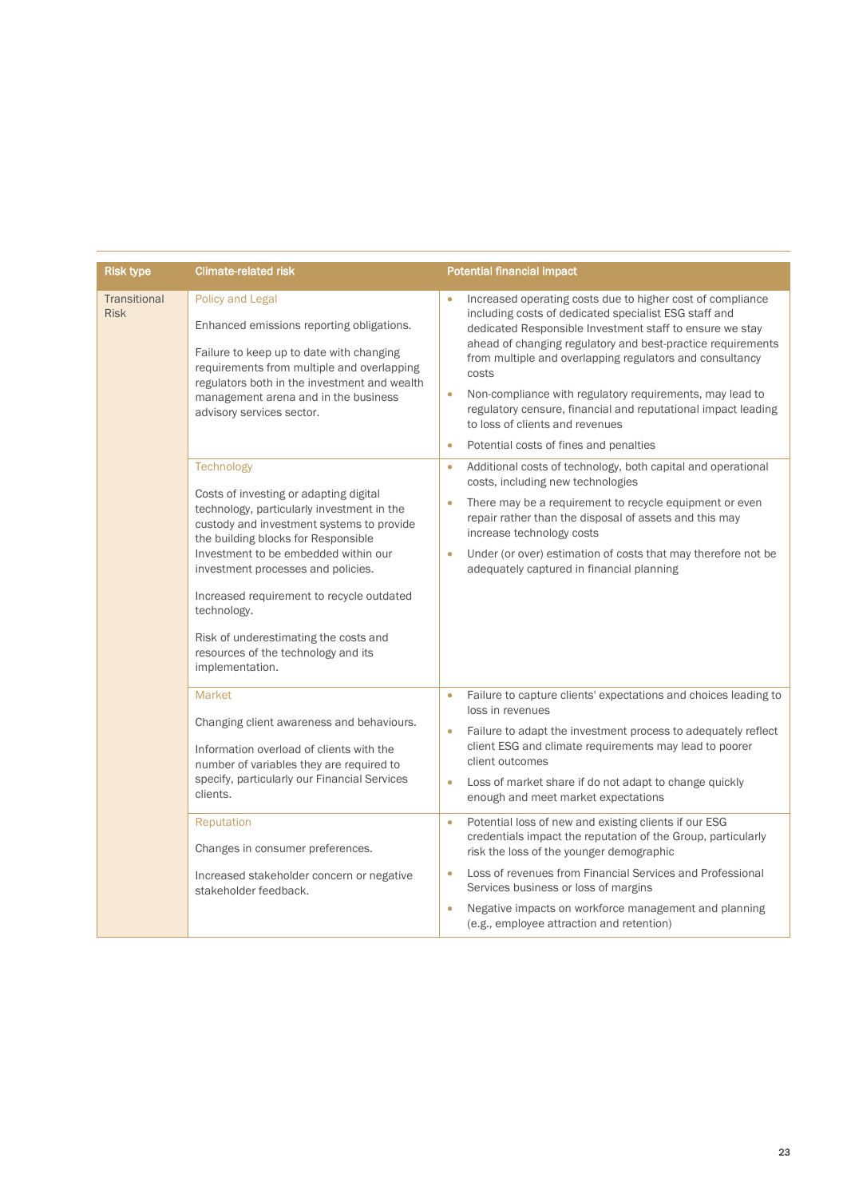| Risk type | Climate-related risk | Potential financial impact |
|---|---|---|
| Transitional Risk | Policy and Legal<br><br>Enhanced emissions reporting obligations.<br><br>Failure to keep up to date with changing requirements from multiple and overlapping regulators both in the investment and wealth management arena and in the business advisory services sector. | • Increased operating costs due to higher cost of compliance including costs of dedicated specialist ESG staff and dedicated Responsible Investment staff to ensure we stay ahead of changing regulatory and best-practice requirements from multiple and overlapping regulators and consultancy costs<br>• Non-compliance with regulatory requirements, may lead to regulatory censure, financial and reputational impact leading to loss of clients and revenues<br>• Potential costs of fines and penalties |
| | Technology<br><br>Costs of investing or adapting digital technology, particularly investment in the custody and investment systems to provide the building blocks for Responsible Investment to be embedded within our investment processes and policies.<br><br>Increased requirement to recycle outdated technology.<br><br>Risk of underestimating the costs and resources of the technology and its implementation. | • Additional costs of technology, both capital and operational costs, including new technologies<br>• There may be a requirement to recycle equipment or even repair rather than the disposal of assets and this may increase technology costs<br>• Under (or over) estimation of costs that may therefore not be adequately captured in financial planning |
| | Market<br><br>Changing client awareness and behaviours.<br><br>Information overload of clients with the number of variables they are required to specify, particularly our Financial Services clients. | • Failure to capture clients' expectations and choices leading to loss in revenues<br>• Failure to adapt the investment process to adequately reflect client ESG and climate requirements may lead to poorer client outcomes<br>• Loss of market share if do not adapt to change quickly enough and meet market expectations |
| | Reputation<br><br>Changes in consumer preferences.<br><br>Increased stakeholder concern or negative stakeholder feedback. | • Potential loss of new and existing clients if our ESG credentials impact the reputation of the Group, particularly risk the loss of the younger demographic<br>• Loss of revenues from Financial Services and Professional Services business or loss of margins<br>• Negative impacts on workforce management and planning (e.g., employee attraction and retention) |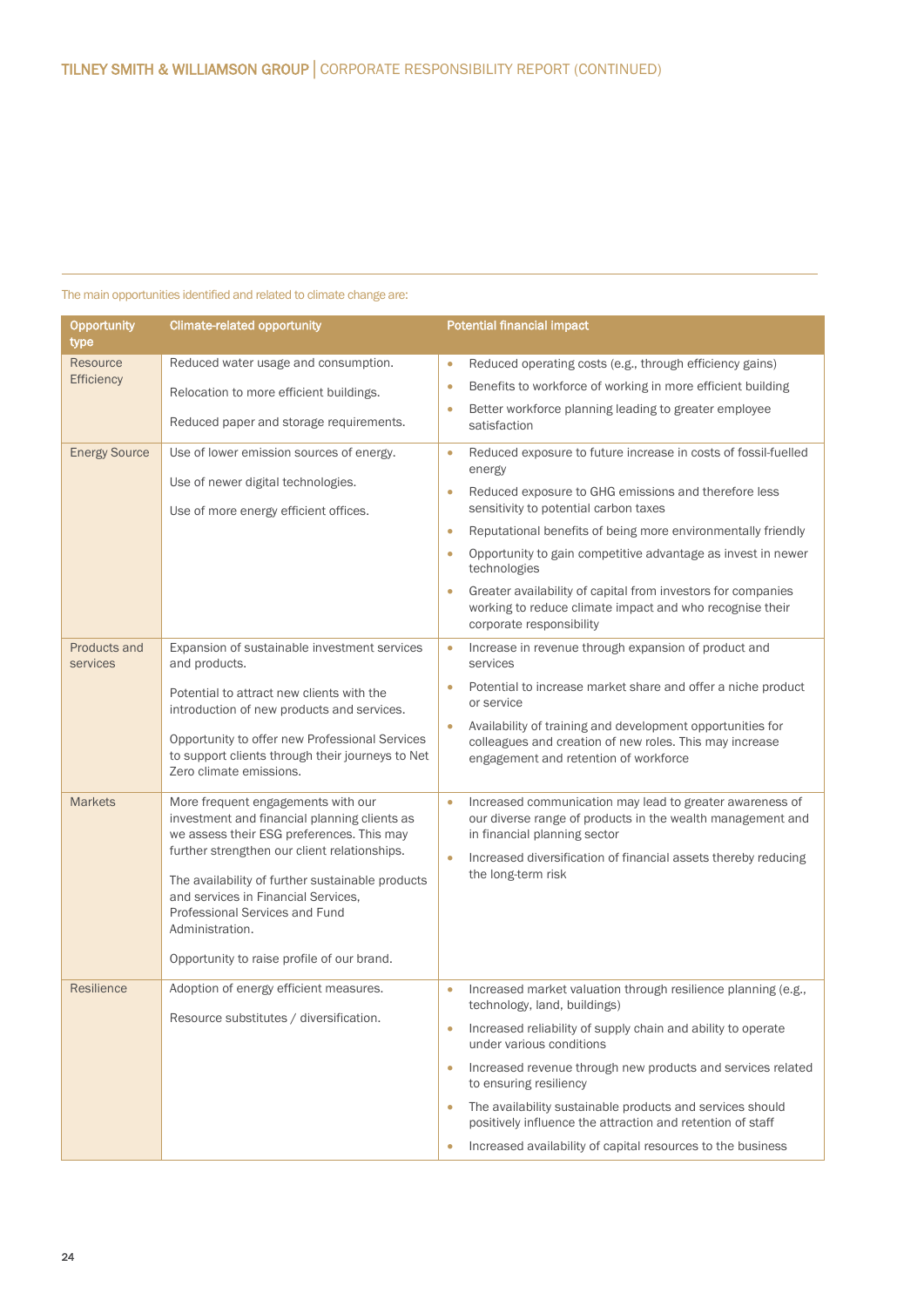The main opportunities identified and related to climate change are:

| Opportunity type | Climate-related opportunity | Potential financial impact |
|---|---|---|
| Resource Efficiency | Reduced water usage and consumption.<br><br>Relocation to more efficient buildings.<br><br>Reduced paper and storage requirements. | • Reduced operating costs (e.g., through efficiency gains)<br>• Benefits to workforce of working in more efficient building<br>• Better workforce planning leading to greater employee satisfaction |
| Energy Source | Use of lower emission sources of energy.<br><br>Use of newer digital technologies.<br><br>Use of more energy efficient offices. | • Reduced exposure to future increase in costs of fossil-fuelled energy<br>• Reduced exposure to GHG emissions and therefore less sensitivity to potential carbon taxes<br>• Reputational benefits of being more environmentally friendly<br>• Opportunity to gain competitive advantage as invest in newer technologies<br>• Greater availability of capital from investors for companies working to reduce climate impact and who recognise their corporate responsibility |
| Products and services | Expansion of sustainable investment services and products.<br><br>Potential to attract new clients with the introduction of new products and services.<br><br>Opportunity to offer new Professional Services to support clients through their journeys to Net Zero climate emissions. | • Increase in revenue through expansion of product and services<br>• Potential to increase market share and offer a niche product or service<br>• Availability of training and development opportunities for colleagues and creation of new roles. This may increase engagement and retention of workforce |
| Markets | More frequent engagements with our investment and financial planning clients as we assess their ESG preferences. This may further strengthen our client relationships.<br><br>The availability of further sustainable products and services in Financial Services, Professional Services and Fund Administration.<br><br>Opportunity to raise profile of our brand. | • Increased communication may lead to greater awareness of our diverse range of products in the wealth management and in financial planning sector<br>• Increased diversification of financial assets thereby reducing the long-term risk |
| Resilience | Adoption of energy efficient measures.<br><br>Resource substitutes / diversification. | • Increased market valuation through resilience planning (e.g., technology, land, buildings)<br>• Increased reliability of supply chain and ability to operate under various conditions<br>• Increased revenue through new products and services related to ensuring resiliency<br>• The availability sustainable products and services should positively influence the attraction and retention of staff<br>• Increased availability of capital resources to the business |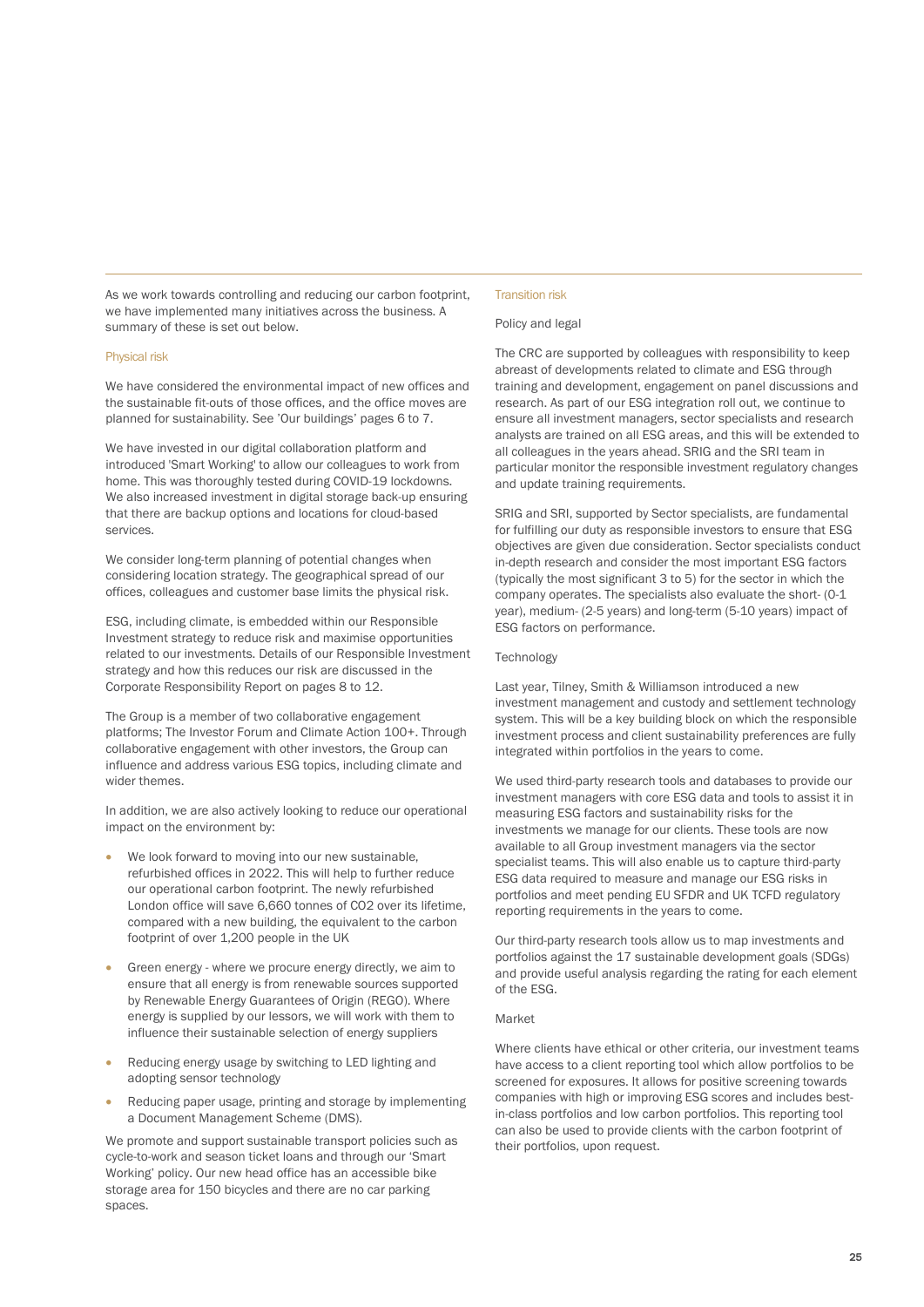As we work towards controlling and reducing our carbon footprint, we have implemented many initiatives across the business. A summary of these is set out below.

### Physical risk

We have considered the environmental impact of new offices and the sustainable fit-outs of those offices, and the office moves are planned for sustainability. See 'Our buildings' pages 6 to 7.

We have invested in our digital collaboration platform and introduced 'Smart Working' to allow our colleagues to work from home. This was thoroughly tested during COVID-19 lockdowns. We also increased investment in digital storage back-up ensuring that there are backup options and locations for cloud-based services.

We consider long-term planning of potential changes when considering location strategy. The geographical spread of our offices, colleagues and customer base limits the physical risk.

ESG, including climate, is embedded within our Responsible Investment strategy to reduce risk and maximise opportunities related to our investments. Details of our Responsible Investment strategy and how this reduces our risk are discussed in the Corporate Responsibility Report on pages 8 to 12.

The Group is a member of two collaborative engagement platforms; The Investor Forum and Climate Action 100+. Through collaborative engagement with other investors, the Group can influence and address various ESG topics, including climate and wider themes.

In addition, we are also actively looking to reduce our operational impact on the environment by:

- We look forward to moving into our new sustainable, refurbished offices in 2022. This will help to further reduce our operational carbon footprint. The newly refurbished London office will save 6,660 tonnes of $CO_2$ over its lifetime, compared with a new building, the equivalent to the carbon footprint of over 1,200 people in the UK
- Green energy - where we procure energy directly, we aim to ensure that all energy is from renewable sources supported by Renewable Energy Guarantees of Origin (REGO). Where energy is supplied by our lessors, we will work with them to influence their sustainable selection of energy suppliers
- Reducing energy usage by switching to LED lighting and adopting sensor technology
- Reducing paper usage, printing and storage by implementing a Document Management Scheme (DMS).

We promote and support sustainable transport policies such as cycle-to-work and season ticket loans and through our 'Smart Working' policy. Our new head office has an accessible bike storage area for 150 bicycles and there are no car parking spaces.

### Transition risk

#### Policy and legal

The CRC are supported by colleagues with responsibility to keep abreast of developments related to climate and ESG through training and development, engagement on panel discussions and research. As part of our ESG integration roll out, we continue to ensure all investment managers, sector specialists and research analysts are trained on all ESG areas, and this will be extended to all colleagues in the years ahead. SRIG and the SRI team in particular monitor the responsible investment regulatory changes and update training requirements.

SRIG and SRI, supported by Sector specialists, are fundamental for fulfilling our duty as responsible investors to ensure that ESG objectives are given due consideration. Sector specialists conduct in-depth research and consider the most important ESG factors (typically the most significant 3 to 5) for the sector in which the company operates. The specialists also evaluate the short- (0-1 year), medium- (2-5 years) and long-term (5-10 years) impact of ESG factors on performance.

#### Technology

Last year, Tilney, Smith & Williamson introduced a new investment management and custody and settlement technology system. This will be a key building block on which the responsible investment process and client sustainability preferences are fully integrated within portfolios in the years to come.

We used third-party research tools and databases to provide our investment managers with core ESG data and tools to assist it in measuring ESG factors and sustainability risks for the investments we manage for our clients. These tools are now available to all Group investment managers via the sector specialist teams. This will also enable us to capture third-party ESG data required to measure and manage our ESG risks in portfolios and meet pending EU SFDR and UK TCFD regulatory reporting requirements in the years to come.

Our third-party research tools allow us to map investments and portfolios against the 17 sustainable development goals (SDGs) and provide useful analysis regarding the rating for each element of the ESG.

#### Market

Where clients have ethical or other criteria, our investment teams have access to a client reporting tool which allow portfolios to be screened for exposures. It allows for positive screening towards companies with high or improving ESG scores and includes best-in-class portfolios and low carbon portfolios. This reporting tool can also be used to provide clients with the carbon footprint of their portfolios, upon request.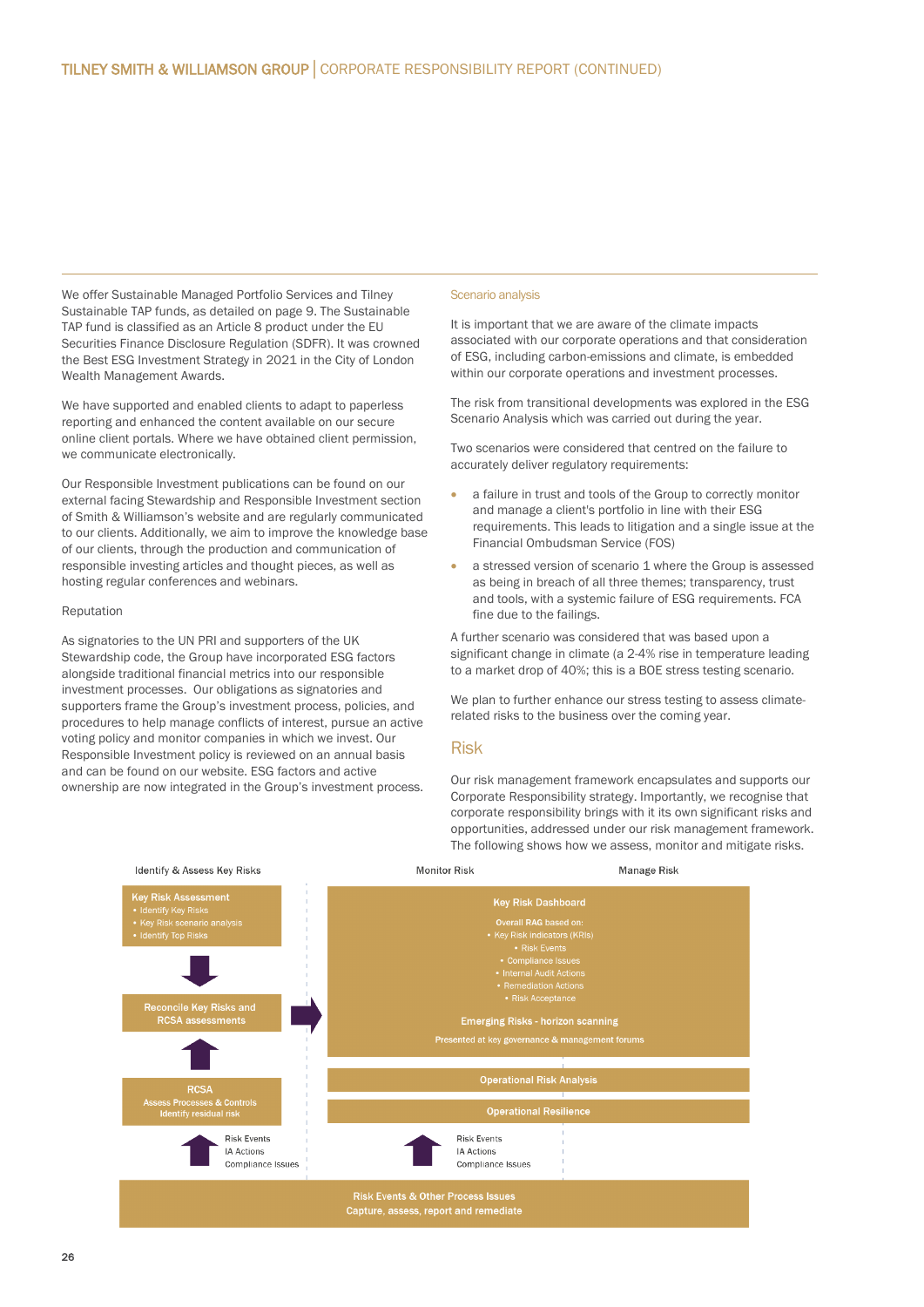We offer Sustainable Managed Portfolio Services and Tilney Sustainable TAP funds, as detailed on page 9. The Sustainable TAP fund is classified as an Article 8 product under the EU Securities Finance Disclosure Regulation (SDFR). It was crowned the Best ESG Investment Strategy in 2021 in the City of London Wealth Management Awards.

We have supported and enabled clients to adapt to paperless reporting and enhanced the content available on our secure online client portals. Where we have obtained client permission, we communicate electronically.

Our Responsible Investment publications can be found on our external facing Stewardship and Responsible Investment section of Smith & Williamson's website and are regularly communicated to our clients. Additionally, we aim to improve the knowledge base of our clients, through the production and communication of responsible investing articles and thought pieces, as well as hosting regular conferences and webinars.

Reputation

As signatories to the UN PRI and supporters of the UK Stewardship code, the Group have incorporated ESG factors alongside traditional financial metrics into our responsible investment processes. Our obligations as signatories and supporters frame the Group's investment process, policies, and procedures to help manage conflicts of interest, pursue an active voting policy and monitor companies in which we invest. Our Responsible Investment policy is reviewed on an annual basis and can be found on our website. ESG factors and active ownership are now integrated in the Group's investment process.

### Scenario analysis

It is important that we are aware of the climate impacts associated with our corporate operations and that consideration of ESG, including carbon-emissions and climate, is embedded within our corporate operations and investment processes.

The risk from transitional developments was explored in the ESG Scenario Analysis which was carried out during the year.

Two scenarios were considered that centred on the failure to accurately deliver regulatory requirements:

- a failure in trust and tools of the Group to correctly monitor and manage a client's portfolio in line with their ESG requirements. This leads to litigation and a single issue at the Financial Ombudsman Service (FOS)
- a stressed version of scenario 1 where the Group is assessed as being in breach of all three themes; transparency, trust and tools, with a systemic failure of ESG requirements. FCA fine due to the failings.

A further scenario was considered that was based upon a significant change in climate (a 2-4% rise in temperature leading to a market drop of 40%; this is a BOE stress testing scenario.

We plan to further enhance our stress testing to assess climate-related risks to the business over the coming year.

## Risk

Our risk management framework encapsulates and supports our Corporate Responsibility strategy. Importantly, we recognise that corporate responsibility brings with it its own significant risks and opportunities, addressed under our risk management framework. The following shows how we assess, monitor and mitigate risks.

Identify & Assess Key Risks | Monitor Risk | Manage Risk

**Key Risk Assessment**
- Identify Key Risks
- Key Risk scenario analysis
- Identify Top Risks

**Reconcile Key Risks and RCSA assessments**

**RCSA**
Assess Processes & Controls
Identify residual risk

Risk Events
IA Actions
Compliance Issues

**Key Risk Dashboard**

Overall RAG based on:
- Key Risk indicators (KRIs)
- Risk Events
- Compliance Issues
- Internal Audit Actions
- Remediation Actions
- Risk Acceptance

**Emerging Risks - horizon scanning**

Presented at key governance & management forums

**Operational Risk Analysis**

**Operational Resilience**

Risk Events
IA Actions
Compliance Issues

**Risk Events & Other Process Issues**
Capture, assess, report and remediate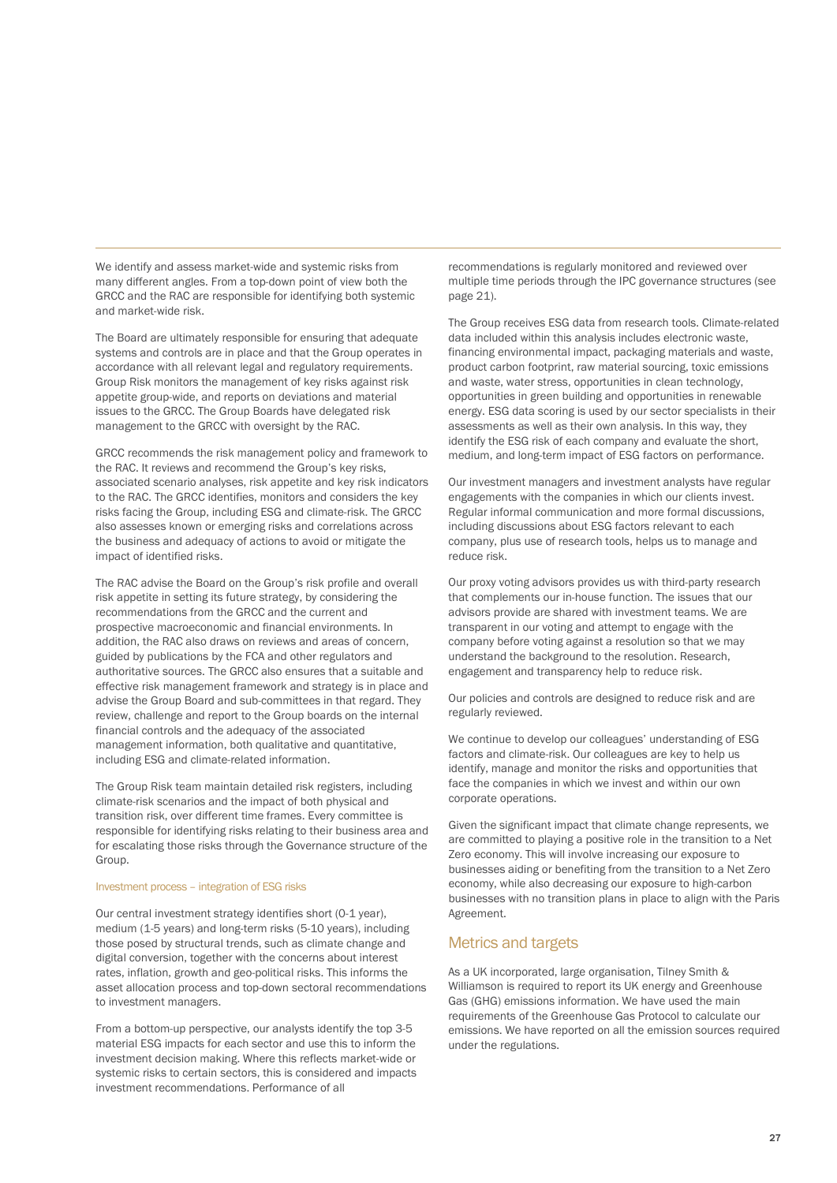We identify and assess market-wide and systemic risks from many different angles. From a top-down point of view both the GRCC and the RAC are responsible for identifying both systemic and market-wide risk.

The Board are ultimately responsible for ensuring that adequate systems and controls are in place and that the Group operates in accordance with all relevant legal and regulatory requirements. Group Risk monitors the management of key risks against risk appetite group-wide, and reports on deviations and material issues to the GRCC. The Group Boards have delegated risk management to the GRCC with oversight by the RAC.

GRCC recommends the risk management policy and framework to the RAC. It reviews and recommend the Group's key risks, associated scenario analyses, risk appetite and key risk indicators to the RAC. The GRCC identifies, monitors and considers the key risks facing the Group, including ESG and climate-risk. The GRCC also assesses known or emerging risks and correlations across the business and adequacy of actions to avoid or mitigate the impact of identified risks.

The RAC advise the Board on the Group's risk profile and overall risk appetite in setting its future strategy, by considering the recommendations from the GRCC and the current and prospective macroeconomic and financial environments. In addition, the RAC also draws on reviews and areas of concern, guided by publications by the FCA and other regulators and authoritative sources. The GRCC also ensures that a suitable and effective risk management framework and strategy is in place and advise the Group Board and sub-committees in that regard. They review, challenge and report to the Group boards on the internal financial controls and the adequacy of the associated management information, both qualitative and quantitative, including ESG and climate-related information.

The Group Risk team maintain detailed risk registers, including climate-risk scenarios and the impact of both physical and transition risk, over different time frames. Every committee is responsible for identifying risks relating to their business area and for escalating those risks through the Governance structure of the Group.

### Investment process – integration of ESG risks

Our central investment strategy identifies short (0-1 year), medium (1-5 years) and long-term risks (5-10 years), including those posed by structural trends, such as climate change and digital conversion, together with the concerns about interest rates, inflation, growth and geo-political risks. This informs the asset allocation process and top-down sectoral recommendations to investment managers.

From a bottom-up perspective, our analysts identify the top 3-5 material ESG impacts for each sector and use this to inform the investment decision making. Where this reflects market-wide or systemic risks to certain sectors, this is considered and impacts investment recommendations. Performance of all recommendations is regularly monitored and reviewed over multiple time periods through the IPC governance structures (see page 21).

The Group receives ESG data from research tools. Climate-related data included within this analysis includes electronic waste, financing environmental impact, packaging materials and waste, product carbon footprint, raw material sourcing, toxic emissions and waste, water stress, opportunities in clean technology, opportunities in green building and opportunities in renewable energy. ESG data scoring is used by our sector specialists in their assessments as well as their own analysis. In this way, they identify the ESG risk of each company and evaluate the short, medium, and long-term impact of ESG factors on performance.

Our investment managers and investment analysts have regular engagements with the companies in which our clients invest. Regular informal communication and more formal discussions, including discussions about ESG factors relevant to each company, plus use of research tools, helps us to manage and reduce risk.

Our proxy voting advisors provides us with third-party research that complements our in-house function. The issues that our advisors provide are shared with investment teams. We are transparent in our voting and attempt to engage with the company before voting against a resolution so that we may understand the background to the resolution. Research, engagement and transparency help to reduce risk.

Our policies and controls are designed to reduce risk and are regularly reviewed.

We continue to develop our colleagues' understanding of ESG factors and climate-risk. Our colleagues are key to help us identify, manage and monitor the risks and opportunities that face the companies in which we invest and within our own corporate operations.

Given the significant impact that climate change represents, we are committed to playing a positive role in the transition to a Net Zero economy. This will involve increasing our exposure to businesses aiding or benefiting from the transition to a Net Zero economy, while also decreasing our exposure to high-carbon businesses with no transition plans in place to align with the Paris Agreement.

## Metrics and targets

As a UK incorporated, large organisation, Tilney Smith & Williamson is required to report its UK energy and Greenhouse Gas (GHG) emissions information. We have used the main requirements of the Greenhouse Gas Protocol to calculate our emissions. We have reported on all the emission sources required under the regulations.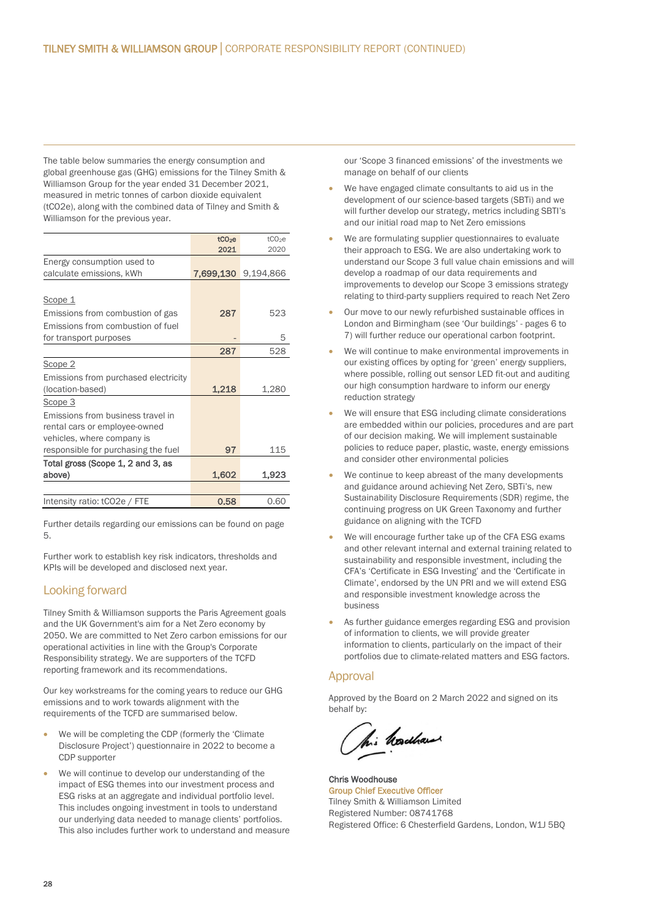The table below summaries the energy consumption and global greenhouse gas (GHG) emissions for the Tilney Smith & Williamson Group for the year ended 31 December 2021, measured in metric tonnes of carbon dioxide equivalent (tCO2e), along with the combined data of Tilney and Smith & Williamson for the previous year.

| | $tCO_2e$ 2021 | $tCO_2e$ 2020 |
|---|---|---|
| Energy consumption used to calculate emissions, kWh | **7,699,130** | 9,194,866 |
| Scope 1 | | |
| Emissions from combustion of gas | **287** | 523 |
| Emissions from combustion of fuel for transport purposes | - | 5 |
| | **287** | 528 |
| Scope 2 | | |
| Emissions from purchased electricity (location-based) | **1,218** | 1,280 |
| Scope 3 | | |
| Emissions from business travel in rental cars or employee-owned vehicles, where company is responsible for purchasing the fuel | **97** | 115 |
| **Total gross (Scope 1, 2 and 3, as above)** | **1,602** | **1,923** |
| Intensity ratio: tCO2e / FTE | **0.58** | 0.60 |

Further details regarding our emissions can be found on page 5.

Further work to establish key risk indicators, thresholds and KPIs will be developed and disclosed next year.

## Looking forward

Tilney Smith & Williamson supports the Paris Agreement goals and the UK Government's aim for a Net Zero economy by 2050. We are committed to Net Zero carbon emissions for our operational activities in line with the Group's Corporate Responsibility strategy. We are supporters of the TCFD reporting framework and its recommendations.

Our key workstreams for the coming years to reduce our GHG emissions and to work towards alignment with the requirements of the TCFD are summarised below.

- We will be completing the CDP (formerly the 'Climate Disclosure Project') questionnaire in 2022 to become a CDP supporter
- We will continue to develop our understanding of the impact of ESG themes into our investment process and ESG risks at an aggregate and individual portfolio level. This includes ongoing investment in tools to understand our underlying data needed to manage clients' portfolios. This also includes further work to understand and measure our 'Scope 3 financed emissions' of the investments we manage on behalf of our clients
- We have engaged climate consultants to aid us in the development of our science-based targets (SBTi) and we will further develop our strategy, metrics including SBTI's and our initial road map to Net Zero emissions
- We are formulating supplier questionnaires to evaluate their approach to ESG. We are also undertaking work to understand our Scope 3 full value chain emissions and will develop a roadmap of our data requirements and improvements to develop our Scope 3 emissions strategy relating to third-party suppliers required to reach Net Zero
- Our move to our newly refurbished sustainable offices in London and Birmingham (see 'Our buildings' - pages 6 to 7) will further reduce our operational carbon footprint.
- We will continue to make environmental improvements in our existing offices by opting for 'green' energy suppliers, where possible, rolling out sensor LED fit-out and auditing our high consumption hardware to inform our energy reduction strategy
- We will ensure that ESG including climate considerations are embedded within our policies, procedures and are part of our decision making. We will implement sustainable policies to reduce paper, plastic, waste, energy emissions and consider other environmental policies
- We continue to keep abreast of the many developments and guidance around achieving Net Zero, SBTi's, new Sustainability Disclosure Requirements (SDR) regime, the continuing progress on UK Green Taxonomy and further guidance on aligning with the TCFD
- We will encourage further take up of the CFA ESG exams and other relevant internal and external training related to sustainability and responsible investment, including the CFA's 'Certificate in ESG Investing' and the 'Certificate in Climate', endorsed by the UN PRI and we will extend ESG and responsible investment knowledge across the business
- As further guidance emerges regarding ESG and provision of information to clients, we will provide greater information to clients, particularly on the impact of their portfolios due to climate-related matters and ESG factors.

## Approval

Approved by the Board on 2 March 2022 and signed on its behalf by:

**Chris Woodhouse**
Group Chief Executive Officer
Tilney Smith & Williamson Limited
Registered Number: 08741768
Registered Office: 6 Chesterfield Gardens, London, W1J 5BQ